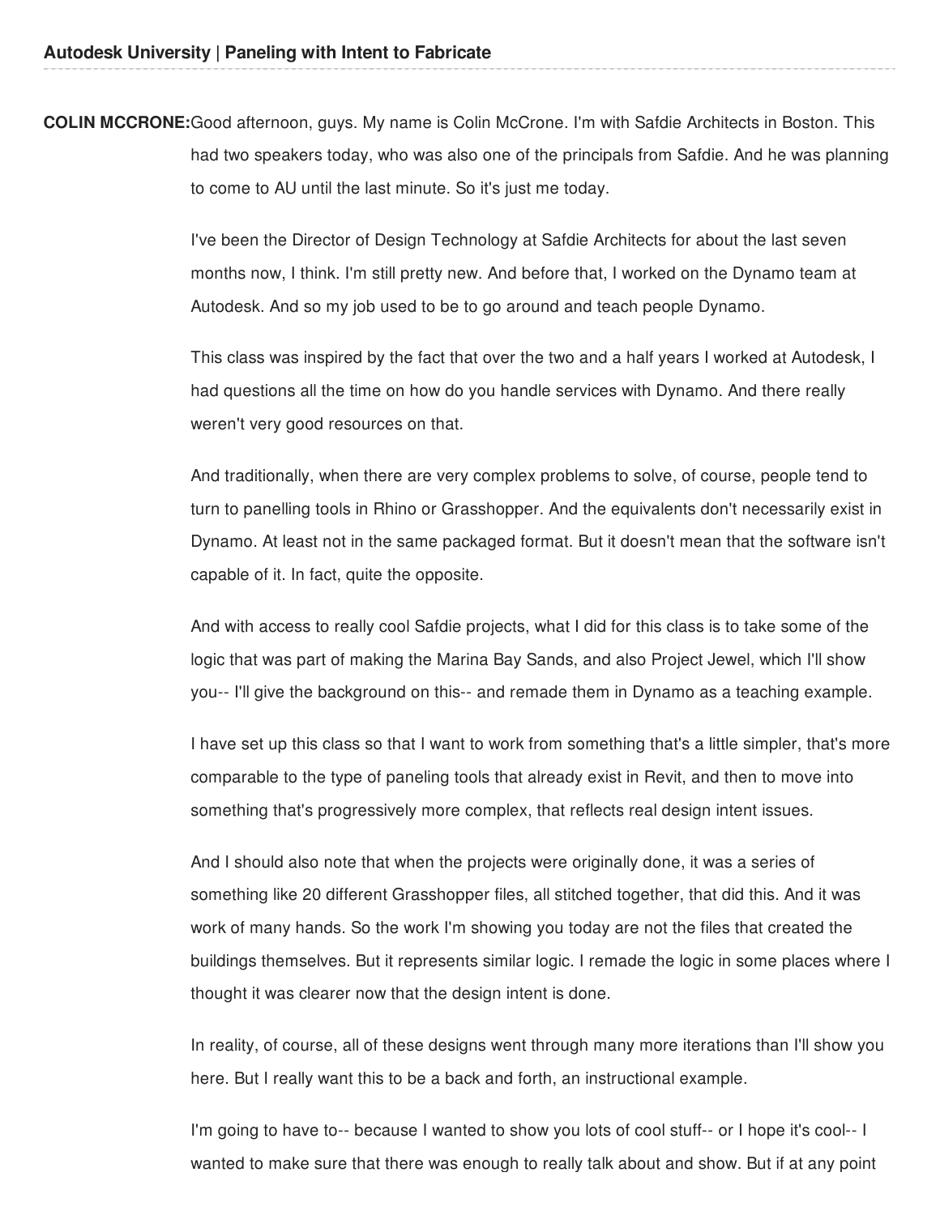**COLIN MCCRONE:** Good afternoon, guys. My name is Colin McCrone. I'm with Safdie Architects in Boston. This had two speakers today, who was also one of the principals from Safdie. And he was planning to come to AU until the last minute. So it's just me today.

I've been the Director of Design Technology at Safdie Architects for about the last seven months now, I think. I'm still pretty new. And before that, I worked on the Dynamo team at Autodesk. And so my job used to be to go around and teach people Dynamo.

This class was inspired by the fact that over the two and a half years I worked at Autodesk, I had questions all the time on how do you handle services with Dynamo. And there really weren't very good resources on that.

And traditionally, when there are very complex problems to solve, of course, people tend to turn to panelling tools in Rhino or Grasshopper. And the equivalents don't necessarily exist in Dynamo. At least not in the same packaged format. But it doesn't mean that the software isn't capable of it. In fact, quite the opposite.

And with access to really cool Safdie projects, what I did for this class is to take some of the logic that was part of making the Marina Bay Sands, and also Project Jewel, which I'll show you-- I'll give the background on this-- and remade them in Dynamo as a teaching example.

I have set up this class so that I want to work from something that's a little simpler, that's more comparable to the type of paneling tools that already exist in Revit, and then to move into something that's progressively more complex, that reflects real design intent issues.

And I should also note that when the projects were originally done, it was a series of something like 20 different Grasshopper files, all stitched together, that did this. And it was work of many hands. So the work I'm showing you today are not the files that created the buildings themselves. But it represents similar logic. I remade the logic in some places where I thought it was clearer now that the design intent is done.

In reality, of course, all of these designs went through many more iterations than I'll show you here. But I really want this to be a back and forth, an instructional example.

I'm going to have to-- because I wanted to show you lots of cool stuff-- or I hope it's cool-- I wanted to make sure that there was enough to really talk about and show. But if at any point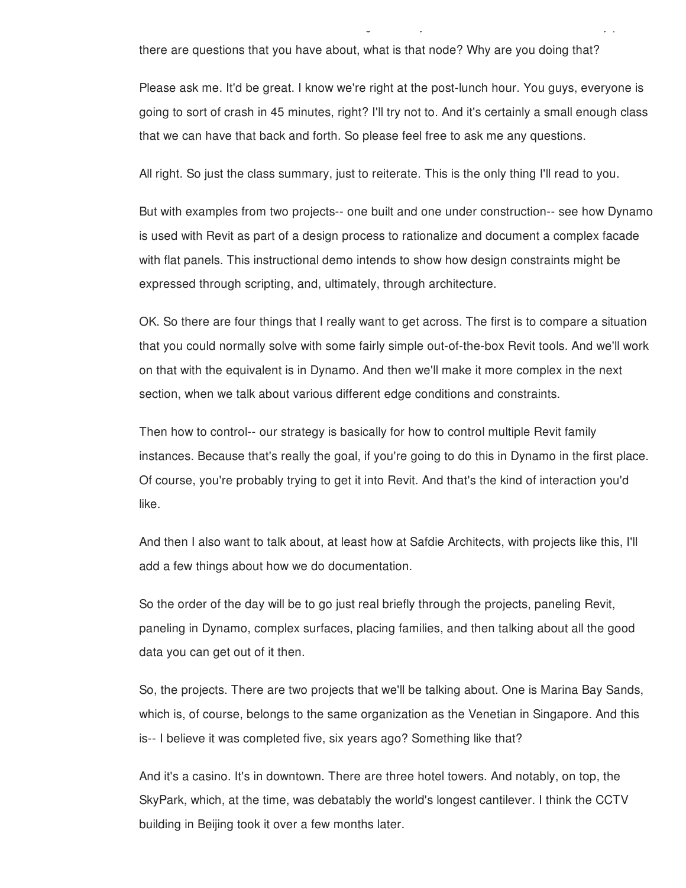there are questions that you have about, what is that node? Why are you doing that?

Please ask me. It'd be great. I know we're right at the post-lunch hour. You guys, everyone is going to sort of crash in 45 minutes, right? I'll try not to. And it's certainly a small enough class that we can have that back and forth. So please feel free to ask me any questions.

All right. So just the class summary, just to reiterate. This is the only thing I'll read to you.

But with examples from two projects-- one built and one under construction-- see how Dynamo is used with Revit as part of a design process to rationalize and document a complex facade with flat panels. This instructional demo intends to show how design constraints might be expressed through scripting, and, ultimately, through architecture.

OK. So there are four things that I really want to get across. The first is to compare a situation that you could normally solve with some fairly simple out-of-the-box Revit tools. And we'll work on that with the equivalent is in Dynamo. And then we'll make it more complex in the next section, when we talk about various different edge conditions and constraints.

Then how to control-- our strategy is basically for how to control multiple Revit family instances. Because that's really the goal, if you're going to do this in Dynamo in the first place. Of course, you're probably trying to get it into Revit. And that's the kind of interaction you'd like.

And then I also want to talk about, at least how at Safdie Architects, with projects like this, I'll add a few things about how we do documentation.

So the order of the day will be to go just real briefly through the projects, paneling Revit, paneling in Dynamo, complex surfaces, placing families, and then talking about all the good data you can get out of it then.

So, the projects. There are two projects that we'll be talking about. One is Marina Bay Sands, which is, of course, belongs to the same organization as the Venetian in Singapore. And this is-- I believe it was completed five, six years ago? Something like that?

And it's a casino. It's in downtown. There are three hotel towers. And notably, on top, the SkyPark, which, at the time, was debatably the world's longest cantilever. I think the CCTV building in Beijing took it over a few months later.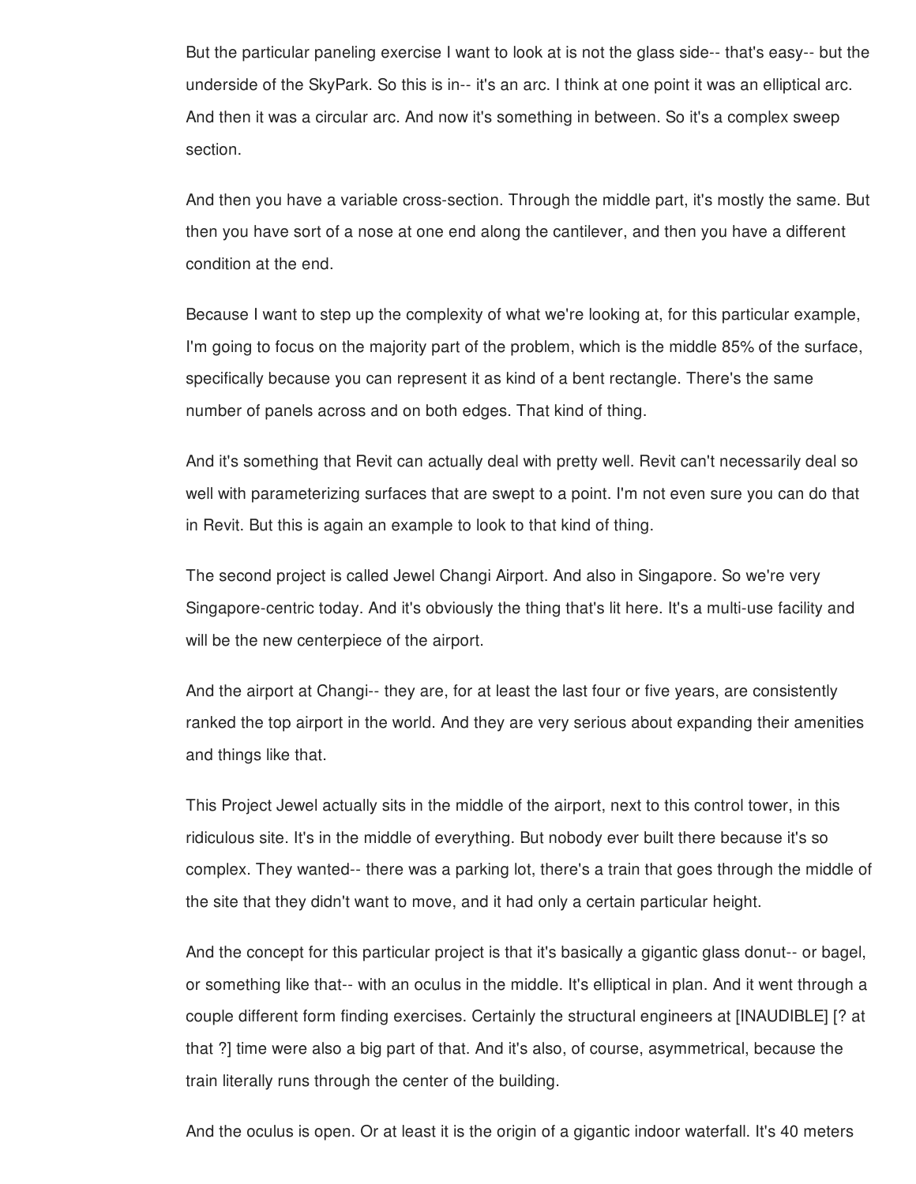But the particular paneling exercise I want to look at is not the glass side-- that's easy-- but the underside of the SkyPark. So this is in-- it's an arc. I think at one point it was an elliptical arc. And then it was a circular arc. And now it's something in between. So it's a complex sweep section.

And then you have a variable cross-section. Through the middle part, it's mostly the same. But then you have sort of a nose at one end along the cantilever, and then you have a different condition at the end.

Because I want to step up the complexity of what we're looking at, for this particular example, I'm going to focus on the majority part of the problem, which is the middle 85% of the surface, specifically because you can represent it as kind of a bent rectangle. There's the same number of panels across and on both edges. That kind of thing.

And it's something that Revit can actually deal with pretty well. Revit can't necessarily deal so well with parameterizing surfaces that are swept to a point. I'm not even sure you can do that in Revit. But this is again an example to look to that kind of thing.

The second project is called Jewel Changi Airport. And also in Singapore. So we're very Singapore-centric today. And it's obviously the thing that's lit here. It's a multi-use facility and will be the new centerpiece of the airport.

And the airport at Changi-- they are, for at least the last four or five years, are consistently ranked the top airport in the world. And they are very serious about expanding their amenities and things like that.

This Project Jewel actually sits in the middle of the airport, next to this control tower, in this ridiculous site. It's in the middle of everything. But nobody ever built there because it's so complex. They wanted-- there was a parking lot, there's a train that goes through the middle of the site that they didn't want to move, and it had only a certain particular height.

And the concept for this particular project is that it's basically a gigantic glass donut-- or bagel, or something like that-- with an oculus in the middle. It's elliptical in plan. And it went through a couple different form finding exercises. Certainly the structural engineers at [INAUDIBLE] [? at that ?] time were also a big part of that. And it's also, of course, asymmetrical, because the train literally runs through the center of the building.

And the oculus is open. Or at least it is the origin of a gigantic indoor waterfall. It's 40 meters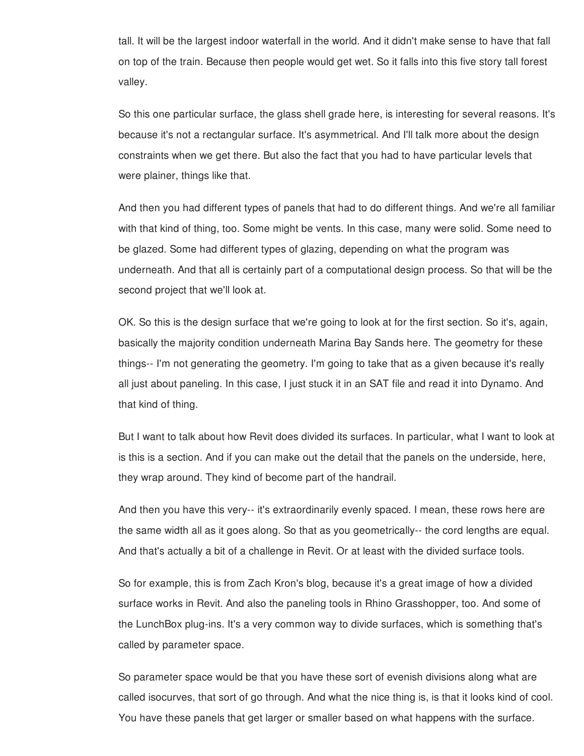tall. It will be the largest indoor waterfall in the world. And it didn't make sense to have that fall on top of the train. Because then people would get wet. So it falls into this five story tall forest valley.

So this one particular surface, the glass shell grade here, is interesting for several reasons. It's because it's not a rectangular surface. It's asymmetrical. And I'll talk more about the design constraints when we get there. But also the fact that you had to have particular levels that were plainer, things like that.

And then you had different types of panels that had to do different things. And we're all familiar with that kind of thing, too. Some might be vents. In this case, many were solid. Some need to be glazed. Some had different types of glazing, depending on what the program was underneath. And that all is certainly part of a computational design process. So that will be the second project that we'll look at.

OK. So this is the design surface that we're going to look at for the first section. So it's, again, basically the majority condition underneath Marina Bay Sands here. The geometry for these things-- I'm not generating the geometry. I'm going to take that as a given because it's really all just about paneling. In this case, I just stuck it in an SAT file and read it into Dynamo. And that kind of thing.

But I want to talk about how Revit does divided its surfaces. In particular, what I want to look at is this is a section. And if you can make out the detail that the panels on the underside, here, they wrap around. They kind of become part of the handrail.

And then you have this very-- it's extraordinarily evenly spaced. I mean, these rows here are the same width all as it goes along. So that as you geometrically-- the cord lengths are equal. And that's actually a bit of a challenge in Revit. Or at least with the divided surface tools.

So for example, this is from Zach Kron's blog, because it's a great image of how a divided surface works in Revit. And also the paneling tools in Rhino Grasshopper, too. And some of the LunchBox plug-ins. It's a very common way to divide surfaces, which is something that's called by parameter space.

So parameter space would be that you have these sort of evenish divisions along what are called isocurves, that sort of go through. And what the nice thing is, is that it looks kind of cool. You have these panels that get larger or smaller based on what happens with the surface.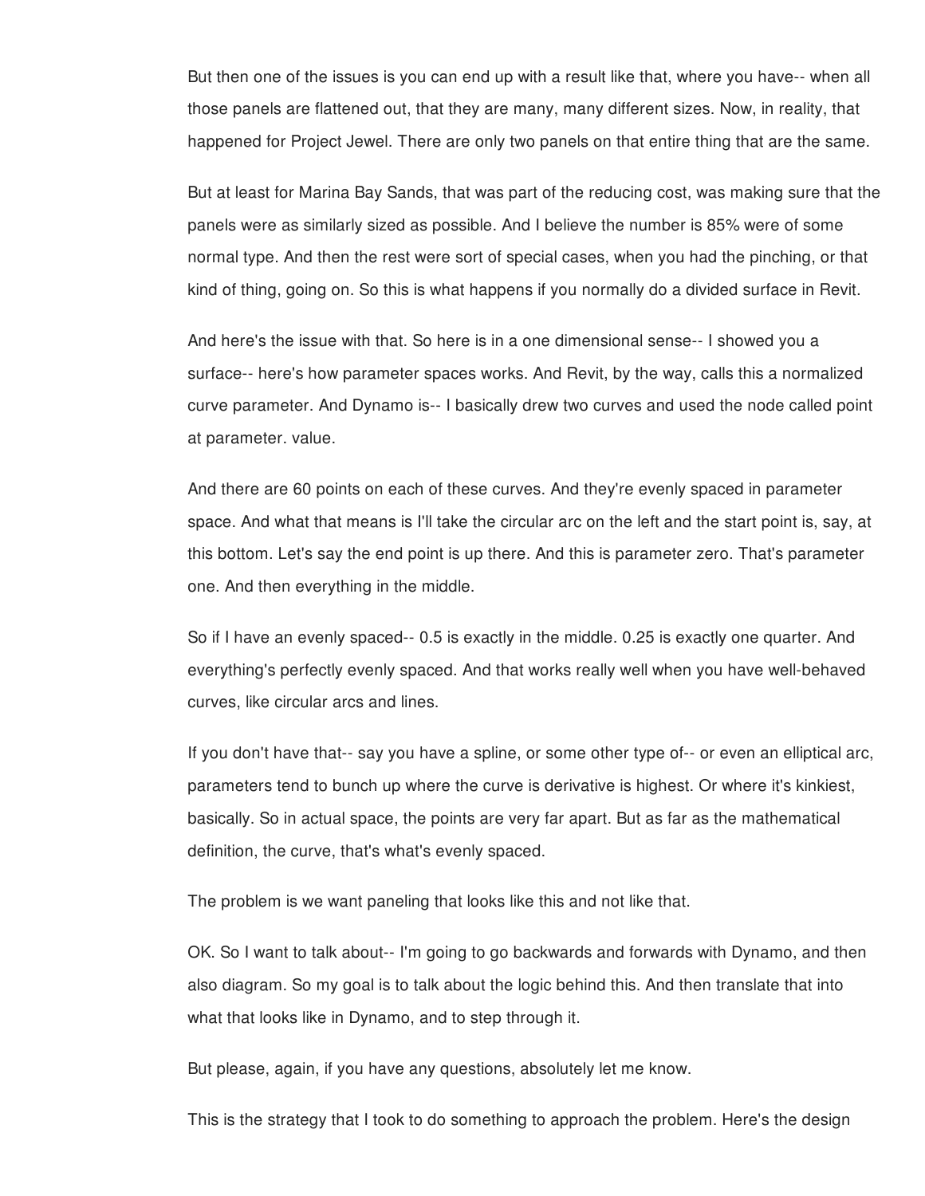But then one of the issues is you can end up with a result like that, where you have-- when all those panels are flattened out, that they are many, many different sizes. Now, in reality, that happened for Project Jewel. There are only two panels on that entire thing that are the same.

But at least for Marina Bay Sands, that was part of the reducing cost, was making sure that the panels were as similarly sized as possible. And I believe the number is 85% were of some normal type. And then the rest were sort of special cases, when you had the pinching, or that kind of thing, going on. So this is what happens if you normally do a divided surface in Revit.

And here's the issue with that. So here is in a one dimensional sense-- I showed you a surface-- here's how parameter spaces works. And Revit, by the way, calls this a normalized curve parameter. And Dynamo is-- I basically drew two curves and used the node called point at parameter. value.

And there are 60 points on each of these curves. And they're evenly spaced in parameter space. And what that means is I'll take the circular arc on the left and the start point is, say, at this bottom. Let's say the end point is up there. And this is parameter zero. That's parameter one. And then everything in the middle.

So if I have an evenly spaced-- 0.5 is exactly in the middle. 0.25 is exactly one quarter. And everything's perfectly evenly spaced. And that works really well when you have well-behaved curves, like circular arcs and lines.

If you don't have that-- say you have a spline, or some other type of-- or even an elliptical arc, parameters tend to bunch up where the curve is derivative is highest. Or where it's kinkiest, basically. So in actual space, the points are very far apart. But as far as the mathematical definition, the curve, that's what's evenly spaced.

The problem is we want paneling that looks like this and not like that.

OK. So I want to talk about-- I'm going to go backwards and forwards with Dynamo, and then also diagram. So my goal is to talk about the logic behind this. And then translate that into what that looks like in Dynamo, and to step through it.

But please, again, if you have any questions, absolutely let me know.

This is the strategy that I took to do something to approach the problem. Here's the design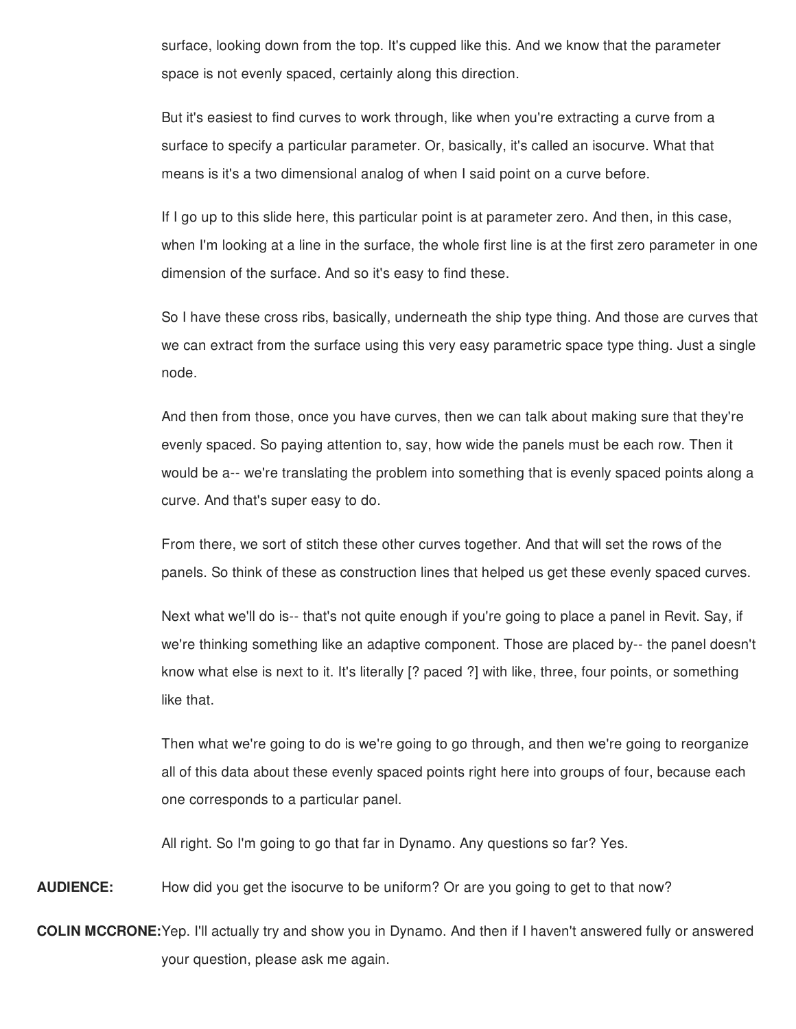surface, looking down from the top. It's cupped like this. And we know that the parameter space is not evenly spaced, certainly along this direction.

But it's easiest to find curves to work through, like when you're extracting a curve from a surface to specify a particular parameter. Or, basically, it's called an isocurve. What that means is it's a two dimensional analog of when I said point on a curve before.

If I go up to this slide here, this particular point is at parameter zero. And then, in this case, when I'm looking at a line in the surface, the whole first line is at the first zero parameter in one dimension of the surface. And so it's easy to find these.

So I have these cross ribs, basically, underneath the ship type thing. And those are curves that we can extract from the surface using this very easy parametric space type thing. Just a single node.

And then from those, once you have curves, then we can talk about making sure that they're evenly spaced. So paying attention to, say, how wide the panels must be each row. Then it would be a-- we're translating the problem into something that is evenly spaced points along a curve. And that's super easy to do.

From there, we sort of stitch these other curves together. And that will set the rows of the panels. So think of these as construction lines that helped us get these evenly spaced curves.

Next what we'll do is-- that's not quite enough if you're going to place a panel in Revit. Say, if we're thinking something like an adaptive component. Those are placed by-- the panel doesn't know what else is next to it. It's literally [? paced ?] with like, three, four points, or something like that.

Then what we're going to do is we're going to go through, and then we're going to reorganize all of this data about these evenly spaced points right here into groups of four, because each one corresponds to a particular panel.

All right. So I'm going to go that far in Dynamo. Any questions so far? Yes.

**AUDIENCE:** How did you get the isocurve to be uniform? Or are you going to get to that now?

**COLIN MCCRONE:** Yep. I'll actually try and show you in Dynamo. And then if I haven't answered fully or answered your question, please ask me again.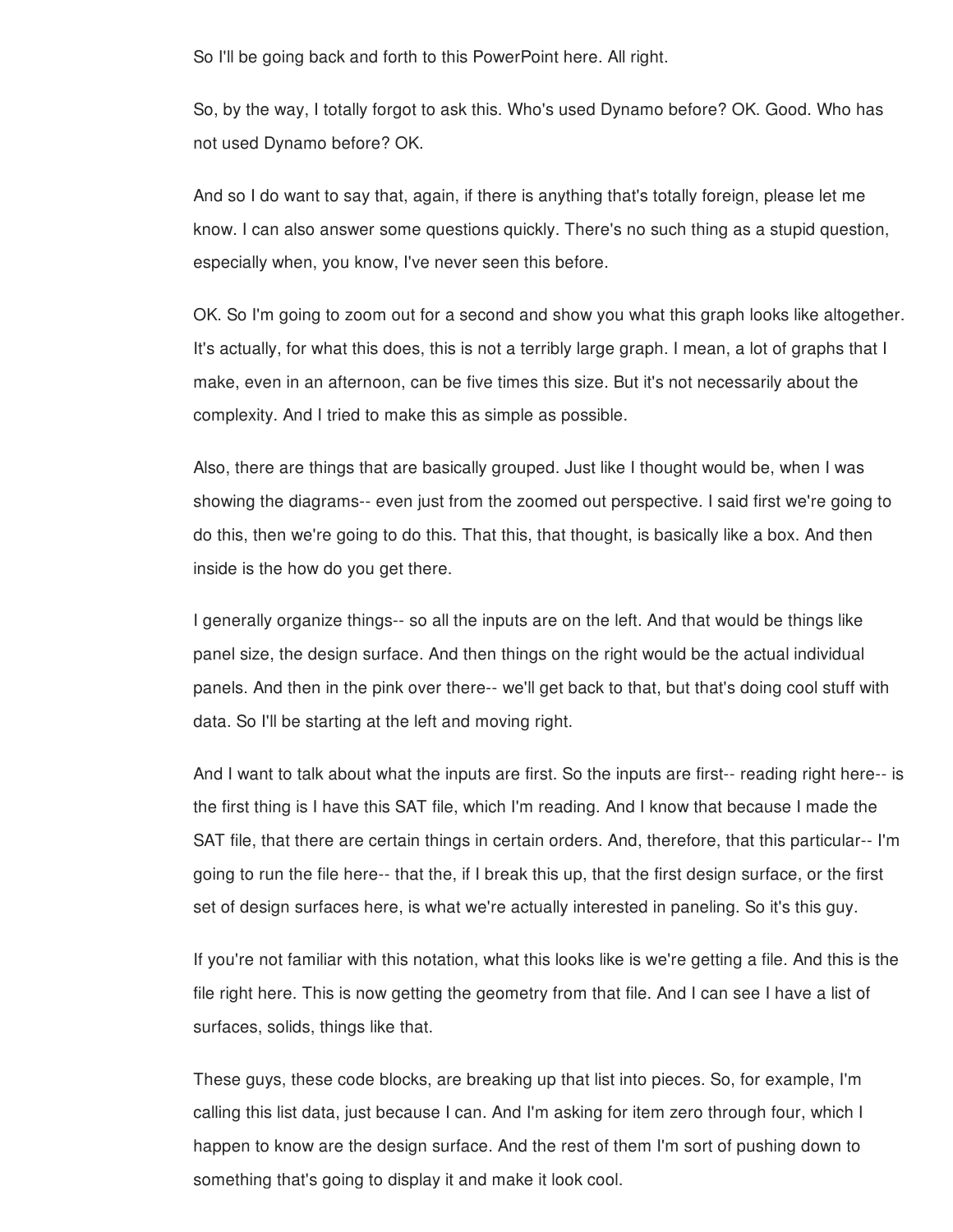So I'll be going back and forth to this PowerPoint here. All right.

So, by the way, I totally forgot to ask this. Who's used Dynamo before? OK. Good. Who has not used Dynamo before? OK.

And so I do want to say that, again, if there is anything that's totally foreign, please let me know. I can also answer some questions quickly. There's no such thing as a stupid question, especially when, you know, I've never seen this before.

OK. So I'm going to zoom out for a second and show you what this graph looks like altogether. It's actually, for what this does, this is not a terribly large graph. I mean, a lot of graphs that I make, even in an afternoon, can be five times this size. But it's not necessarily about the complexity. And I tried to make this as simple as possible.

Also, there are things that are basically grouped. Just like I thought would be, when I was showing the diagrams-- even just from the zoomed out perspective. I said first we're going to do this, then we're going to do this. That this, that thought, is basically like a box. And then inside is the how do you get there.

I generally organize things-- so all the inputs are on the left. And that would be things like panel size, the design surface. And then things on the right would be the actual individual panels. And then in the pink over there-- we'll get back to that, but that's doing cool stuff with data. So I'll be starting at the left and moving right.

And I want to talk about what the inputs are first. So the inputs are first-- reading right here-- is the first thing is I have this SAT file, which I'm reading. And I know that because I made the SAT file, that there are certain things in certain orders. And, therefore, that this particular-- I'm going to run the file here-- that the, if I break this up, that the first design surface, or the first set of design surfaces here, is what we're actually interested in paneling. So it's this guy.

If you're not familiar with this notation, what this looks like is we're getting a file. And this is the file right here. This is now getting the geometry from that file. And I can see I have a list of surfaces, solids, things like that.

These guys, these code blocks, are breaking up that list into pieces. So, for example, I'm calling this list data, just because I can. And I'm asking for item zero through four, which I happen to know are the design surface. And the rest of them I'm sort of pushing down to something that's going to display it and make it look cool.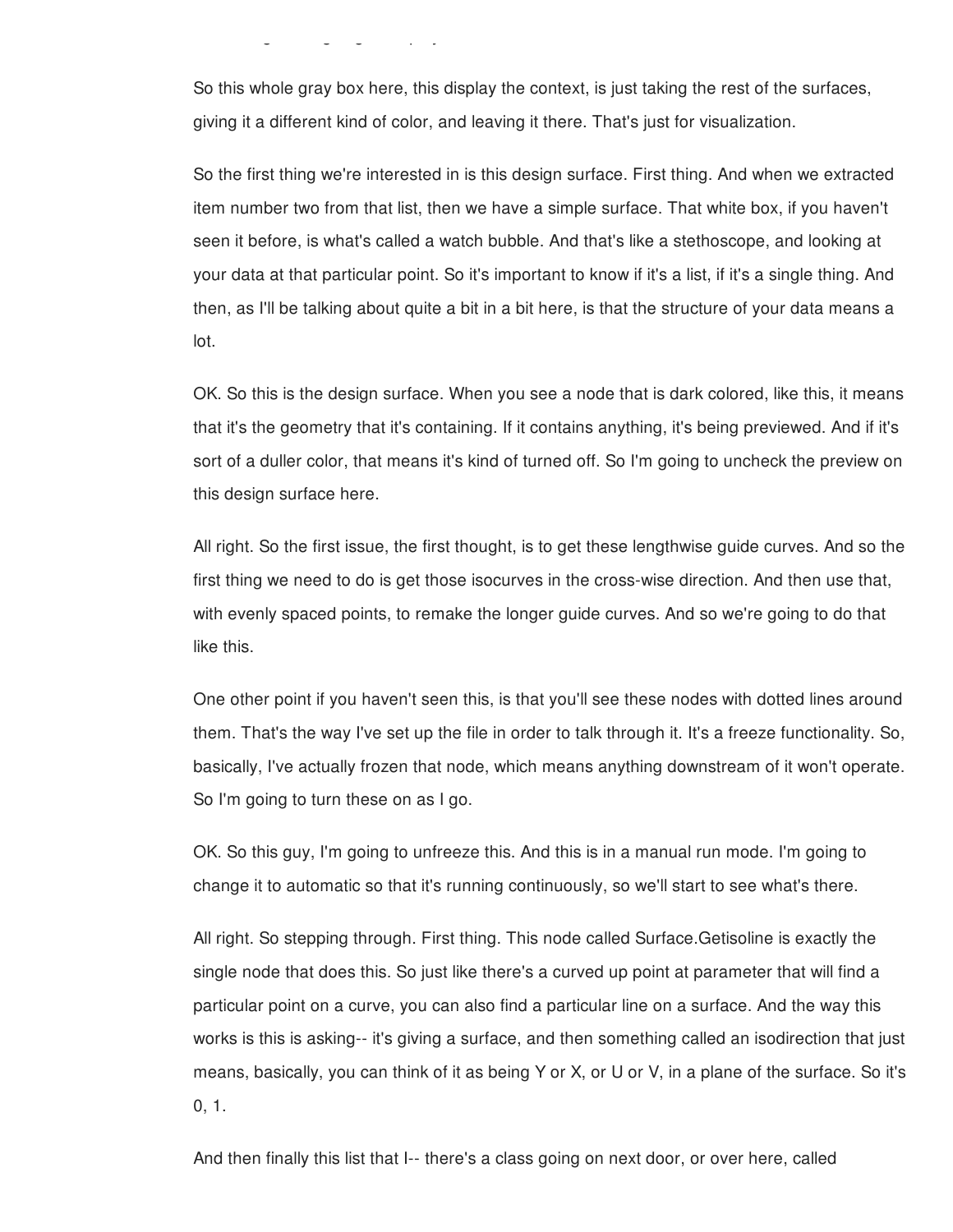So this whole gray box here, this display the context, is just taking the rest of the surfaces, giving it a different kind of color, and leaving it there. That's just for visualization.

So the first thing we're interested in is this design surface. First thing. And when we extracted item number two from that list, then we have a simple surface. That white box, if you haven't seen it before, is what's called a watch bubble. And that's like a stethoscope, and looking at your data at that particular point. So it's important to know if it's a list, if it's a single thing. And then, as I'll be talking about quite a bit in a bit here, is that the structure of your data means a lot.

OK. So this is the design surface. When you see a node that is dark colored, like this, it means that it's the geometry that it's containing. If it contains anything, it's being previewed. And if it's sort of a duller color, that means it's kind of turned off. So I'm going to uncheck the preview on this design surface here.

All right. So the first issue, the first thought, is to get these lengthwise guide curves. And so the first thing we need to do is get those isocurves in the cross-wise direction. And then use that, with evenly spaced points, to remake the longer guide curves. And so we're going to do that like this.

One other point if you haven't seen this, is that you'll see these nodes with dotted lines around them. That's the way I've set up the file in order to talk through it. It's a freeze functionality. So, basically, I've actually frozen that node, which means anything downstream of it won't operate. So I'm going to turn these on as I go.

OK. So this guy, I'm going to unfreeze this. And this is in a manual run mode. I'm going to change it to automatic so that it's running continuously, so we'll start to see what's there.

All right. So stepping through. First thing. This node called Surface.Getisoline is exactly the single node that does this. So just like there's a curved up point at parameter that will find a particular point on a curve, you can also find a particular line on a surface. And the way this works is this is asking-- it's giving a surface, and then something called an isodirection that just means, basically, you can think of it as being Y or X, or U or V, in a plane of the surface. So it's 0, 1.

And then finally this list that I-- there's a class going on next door, or over here, called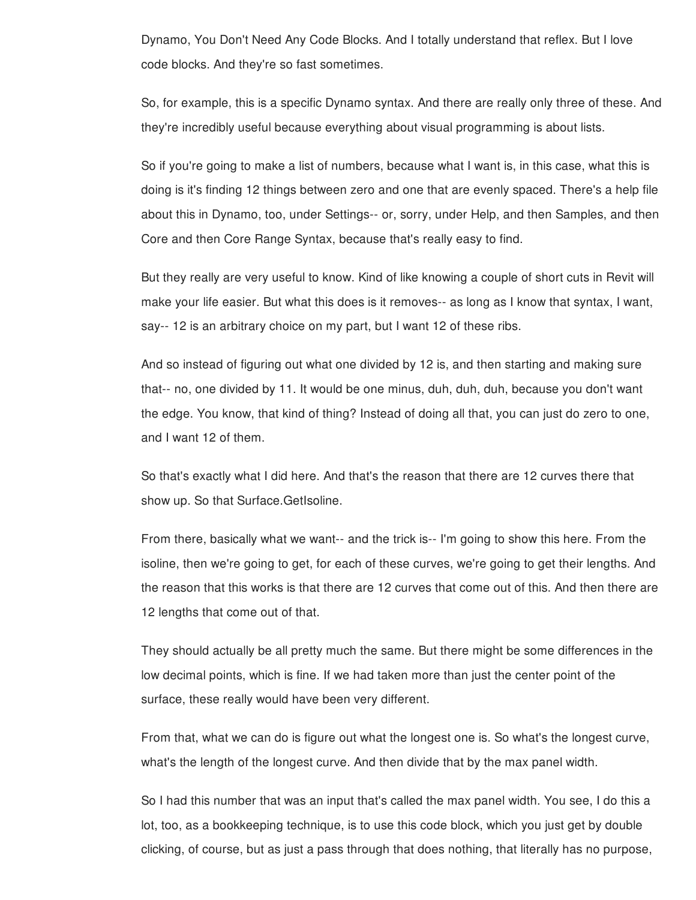Dynamo, You Don't Need Any Code Blocks. And I totally understand that reflex. But I love code blocks. And they're so fast sometimes.

So, for example, this is a specific Dynamo syntax. And there are really only three of these. And they're incredibly useful because everything about visual programming is about lists.

So if you're going to make a list of numbers, because what I want is, in this case, what this is doing is it's finding 12 things between zero and one that are evenly spaced. There's a help file about this in Dynamo, too, under Settings-- or, sorry, under Help, and then Samples, and then Core and then Core Range Syntax, because that's really easy to find.

But they really are very useful to know. Kind of like knowing a couple of short cuts in Revit will make your life easier. But what this does is it removes-- as long as I know that syntax, I want, say-- 12 is an arbitrary choice on my part, but I want 12 of these ribs.

And so instead of figuring out what one divided by 12 is, and then starting and making sure that-- no, one divided by 11. It would be one minus, duh, duh, duh, because you don't want the edge. You know, that kind of thing? Instead of doing all that, you can just do zero to one, and I want 12 of them.

So that's exactly what I did here. And that's the reason that there are 12 curves there that show up. So that Surface.GetIsoline.

From there, basically what we want-- and the trick is-- I'm going to show this here. From the isoline, then we're going to get, for each of these curves, we're going to get their lengths. And the reason that this works is that there are 12 curves that come out of this. And then there are 12 lengths that come out of that.

They should actually be all pretty much the same. But there might be some differences in the low decimal points, which is fine. If we had taken more than just the center point of the surface, these really would have been very different.

From that, what we can do is figure out what the longest one is. So what's the longest curve, what's the length of the longest curve. And then divide that by the max panel width.

So I had this number that was an input that's called the max panel width. You see, I do this a lot, too, as a bookkeeping technique, is to use this code block, which you just get by double clicking, of course, but as just a pass through that does nothing, that literally has no purpose,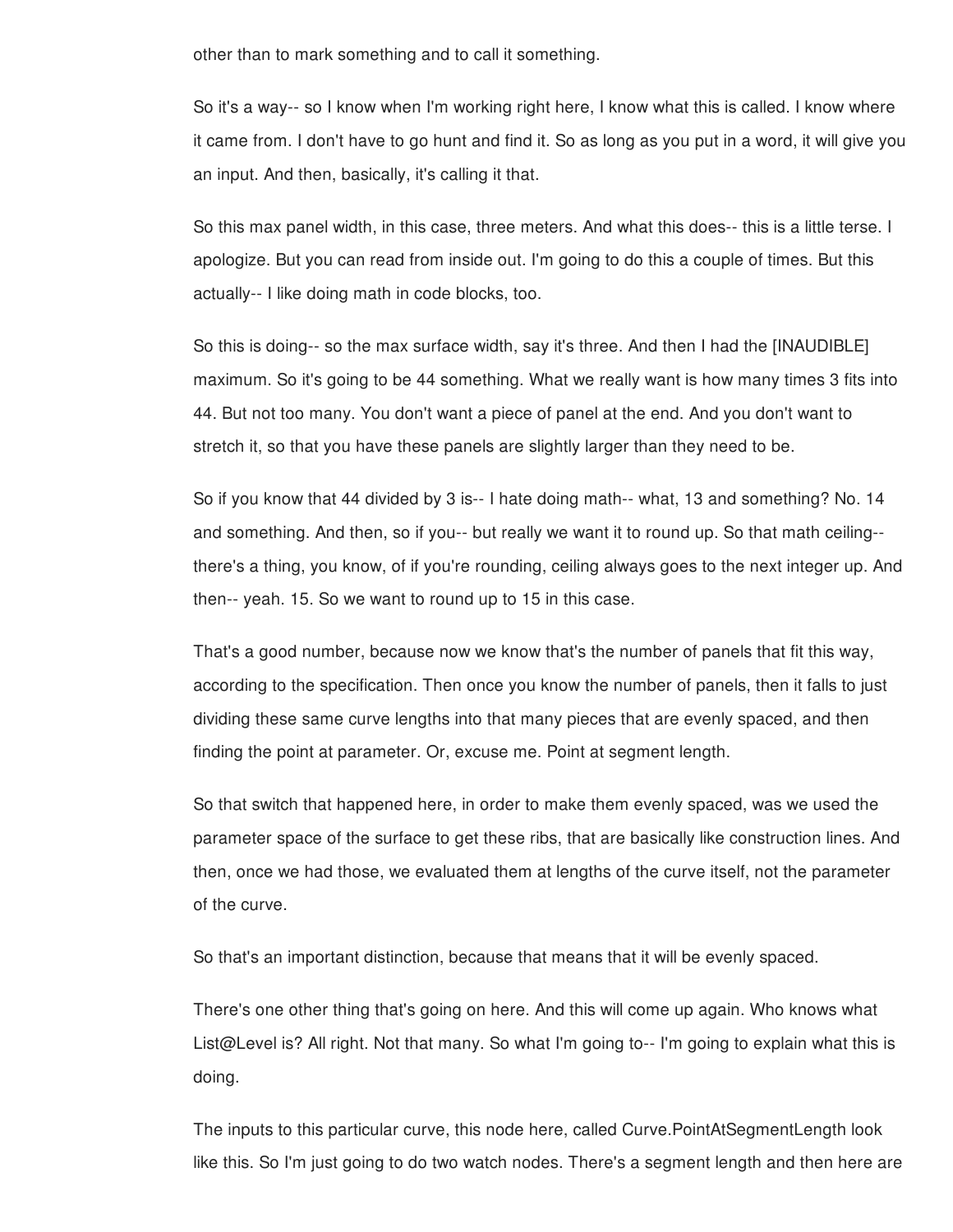other than to mark something and to call it something.

So it's a way-- so I know when I'm working right here, I know what this is called. I know where it came from. I don't have to go hunt and find it. So as long as you put in a word, it will give you an input. And then, basically, it's calling it that.

So this max panel width, in this case, three meters. And what this does-- this is a little terse. I apologize. But you can read from inside out. I'm going to do this a couple of times. But this actually-- I like doing math in code blocks, too.

So this is doing-- so the max surface width, say it's three. And then I had the [INAUDIBLE] maximum. So it's going to be 44 something. What we really want is how many times 3 fits into 44. But not too many. You don't want a piece of panel at the end. And you don't want to stretch it, so that you have these panels are slightly larger than they need to be.

So if you know that 44 divided by 3 is-- I hate doing math-- what, 13 and something? No. 14 and something. And then, so if you-- but really we want it to round up. So that math ceiling-- there's a thing, you know, of if you're rounding, ceiling always goes to the next integer up. And then-- yeah. 15. So we want to round up to 15 in this case.

That's a good number, because now we know that's the number of panels that fit this way, according to the specification. Then once you know the number of panels, then it falls to just dividing these same curve lengths into that many pieces that are evenly spaced, and then finding the point at parameter. Or, excuse me. Point at segment length.

So that switch that happened here, in order to make them evenly spaced, was we used the parameter space of the surface to get these ribs, that are basically like construction lines. And then, once we had those, we evaluated them at lengths of the curve itself, not the parameter of the curve.

So that's an important distinction, because that means that it will be evenly spaced.

There's one other thing that's going on here. And this will come up again. Who knows what List@Level is? All right. Not that many. So what I'm going to-- I'm going to explain what this is doing.

The inputs to this particular curve, this node here, called Curve.PointAtSegmentLength look like this. So I'm just going to do two watch nodes. There's a segment length and then here are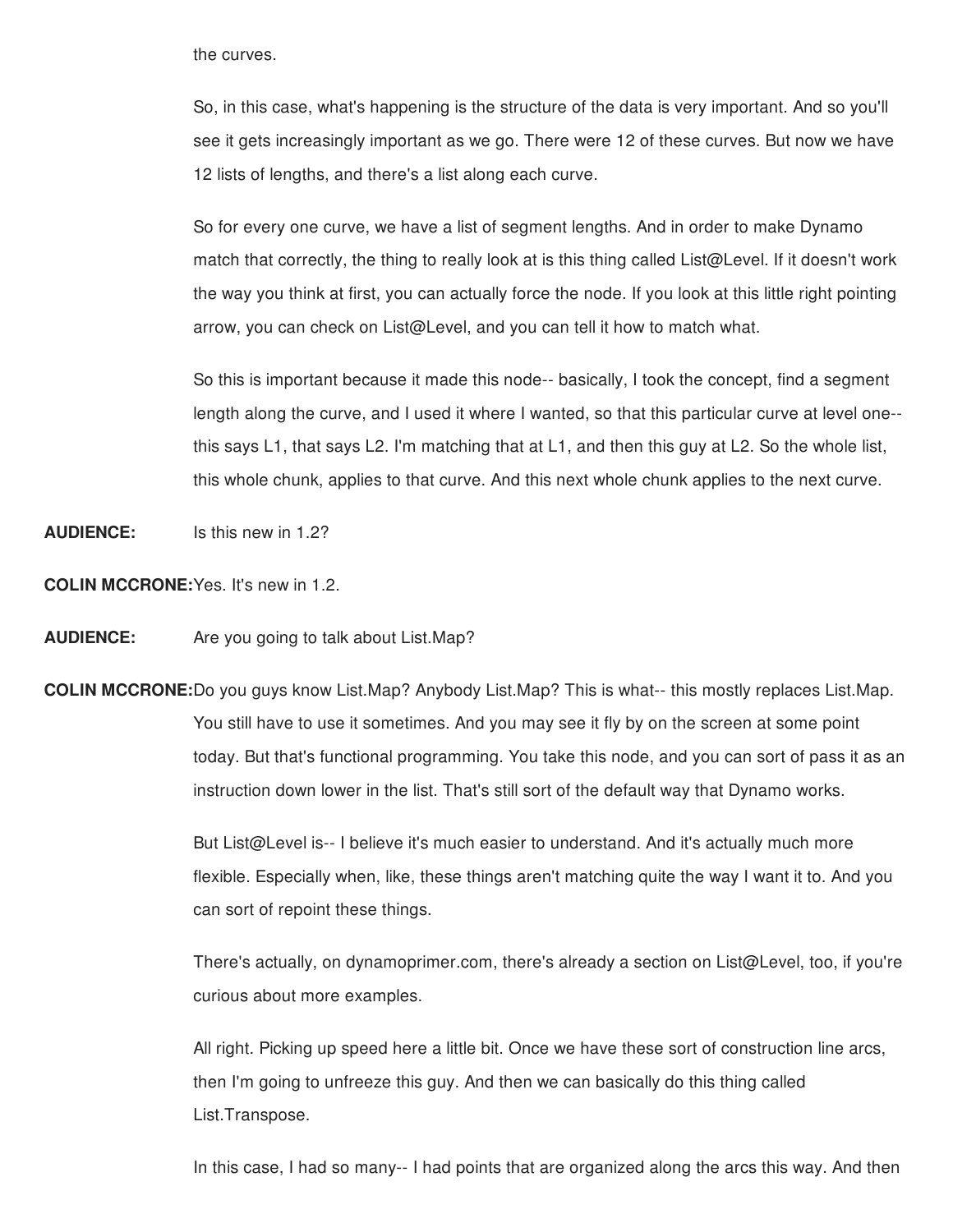the curves.

So, in this case, what's happening is the structure of the data is very important. And so you'll see it gets increasingly important as we go. There were 12 of these curves. But now we have 12 lists of lengths, and there's a list along each curve.

So for every one curve, we have a list of segment lengths. And in order to make Dynamo match that correctly, the thing to really look at is this thing called List@Level. If it doesn't work the way you think at first, you can actually force the node. If you look at this little right pointing arrow, you can check on List@Level, and you can tell it how to match what.

So this is important because it made this node-- basically, I took the concept, find a segment length along the curve, and I used it where I wanted, so that this particular curve at level one-- this says L1, that says L2. I'm matching that at L1, and then this guy at L2. So the whole list, this whole chunk, applies to that curve. And this next whole chunk applies to the next curve.

**AUDIENCE:** Is this new in 1.2?

**COLIN MCCRONE:** Yes. It's new in 1.2.

**AUDIENCE:** Are you going to talk about List.Map?

**COLIN MCCRONE:** Do you guys know List.Map? Anybody List.Map? This is what-- this mostly replaces List.Map. You still have to use it sometimes. And you may see it fly by on the screen at some point today. But that's functional programming. You take this node, and you can sort of pass it as an instruction down lower in the list. That's still sort of the default way that Dynamo works.

But List@Level is-- I believe it's much easier to understand. And it's actually much more flexible. Especially when, like, these things aren't matching quite the way I want it to. And you can sort of repoint these things.

There's actually, on dynamoprimer.com, there's already a section on List@Level, too, if you're curious about more examples.

All right. Picking up speed here a little bit. Once we have these sort of construction line arcs, then I'm going to unfreeze this guy. And then we can basically do this thing called List.Transpose.

In this case, I had so many-- I had points that are organized along the arcs this way. And then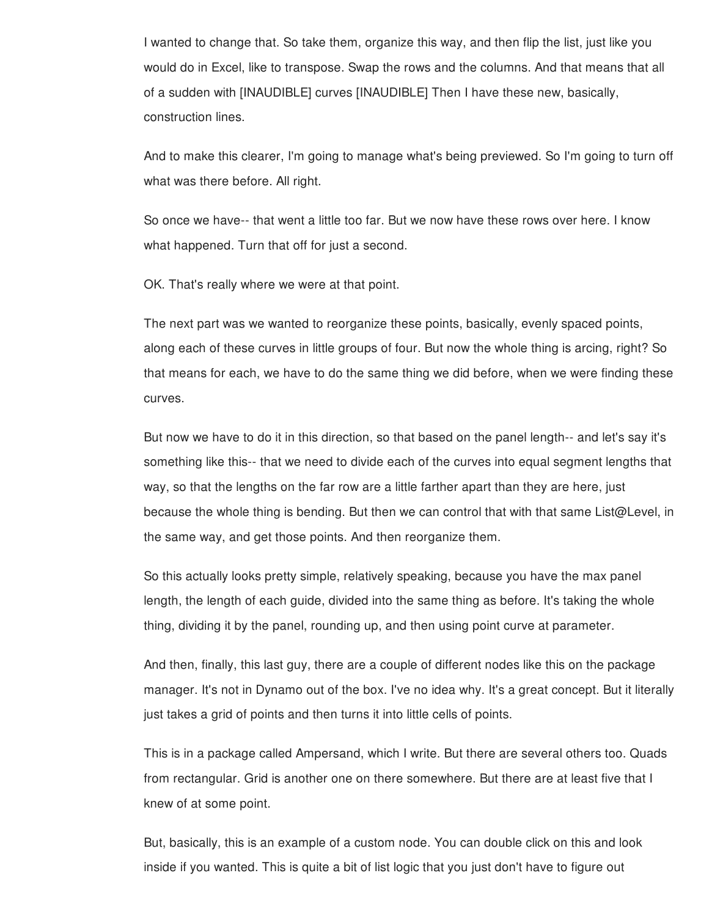I wanted to change that. So take them, organize this way, and then flip the list, just like you would do in Excel, like to transpose. Swap the rows and the columns. And that means that all of a sudden with [INAUDIBLE] curves [INAUDIBLE] Then I have these new, basically, construction lines.

And to make this clearer, I'm going to manage what's being previewed. So I'm going to turn off what was there before. All right.

So once we have-- that went a little too far. But we now have these rows over here. I know what happened. Turn that off for just a second.

OK. That's really where we were at that point.

The next part was we wanted to reorganize these points, basically, evenly spaced points, along each of these curves in little groups of four. But now the whole thing is arcing, right? So that means for each, we have to do the same thing we did before, when we were finding these curves.

But now we have to do it in this direction, so that based on the panel length-- and let's say it's something like this-- that we need to divide each of the curves into equal segment lengths that way, so that the lengths on the far row are a little farther apart than they are here, just because the whole thing is bending. But then we can control that with that same List@Level, in the same way, and get those points. And then reorganize them.

So this actually looks pretty simple, relatively speaking, because you have the max panel length, the length of each guide, divided into the same thing as before. It's taking the whole thing, dividing it by the panel, rounding up, and then using point curve at parameter.

And then, finally, this last guy, there are a couple of different nodes like this on the package manager. It's not in Dynamo out of the box. I've no idea why. It's a great concept. But it literally just takes a grid of points and then turns it into little cells of points.

This is in a package called Ampersand, which I write. But there are several others too. Quads from rectangular. Grid is another one on there somewhere. But there are at least five that I knew of at some point.

But, basically, this is an example of a custom node. You can double click on this and look inside if you wanted. This is quite a bit of list logic that you just don't have to figure out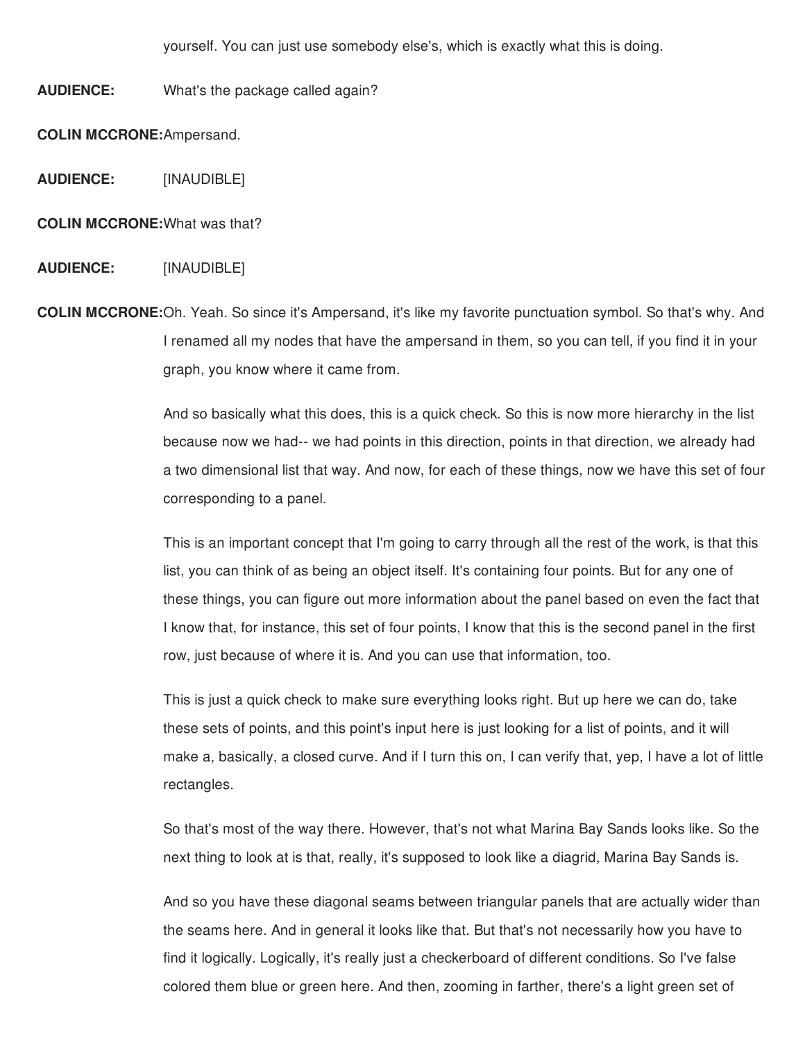yourself. You can just use somebody else's, which is exactly what this is doing.

**AUDIENCE:** What's the package called again?

**COLIN MCCRONE:** Ampersand.

**AUDIENCE:** [INAUDIBLE]

**COLIN MCCRONE:** What was that?

**AUDIENCE:** [INAUDIBLE]

**COLIN MCCRONE:** Oh. Yeah. So since it's Ampersand, it's like my favorite punctuation symbol. So that's why. And I renamed all my nodes that have the ampersand in them, so you can tell, if you find it in your graph, you know where it came from.

And so basically what this does, this is a quick check. So this is now more hierarchy in the list because now we had-- we had points in this direction, points in that direction, we already had a two dimensional list that way. And now, for each of these things, now we have this set of four corresponding to a panel.

This is an important concept that I'm going to carry through all the rest of the work, is that this list, you can think of as being an object itself. It's containing four points. But for any one of these things, you can figure out more information about the panel based on even the fact that I know that, for instance, this set of four points, I know that this is the second panel in the first row, just because of where it is. And you can use that information, too.

This is just a quick check to make sure everything looks right. But up here we can do, take these sets of points, and this point's input here is just looking for a list of points, and it will make a, basically, a closed curve. And if I turn this on, I can verify that, yep, I have a lot of little rectangles.

So that's most of the way there. However, that's not what Marina Bay Sands looks like. So the next thing to look at is that, really, it's supposed to look like a diagrid, Marina Bay Sands is.

And so you have these diagonal seams between triangular panels that are actually wider than the seams here. And in general it looks like that. But that's not necessarily how you have to find it logically. Logically, it's really just a checkerboard of different conditions. So I've false colored them blue or green here. And then, zooming in farther, there's a light green set of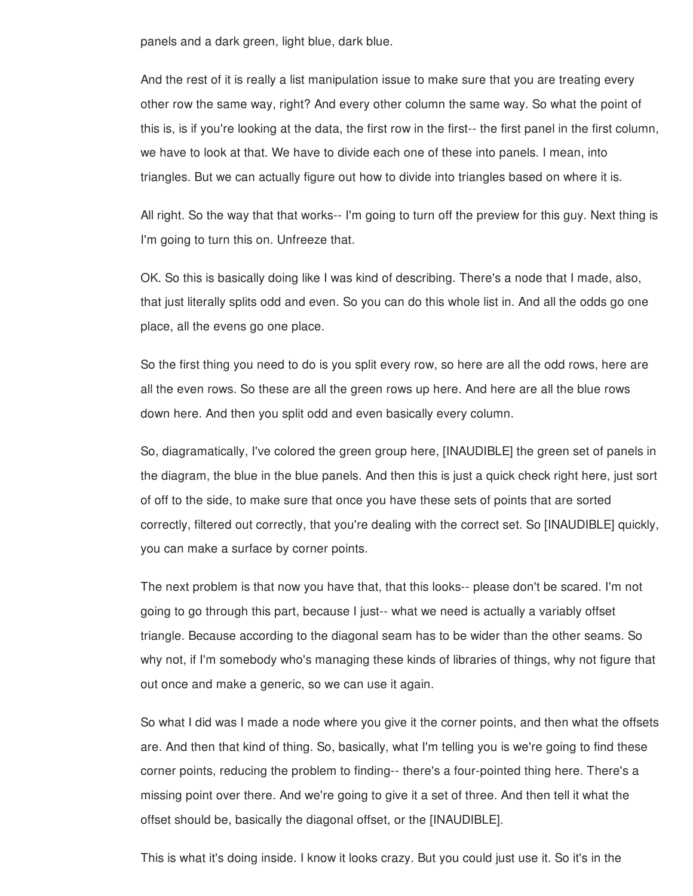panels and a dark green, light blue, dark blue.

And the rest of it is really a list manipulation issue to make sure that you are treating every other row the same way, right? And every other column the same way. So what the point of this is, is if you're looking at the data, the first row in the first-- the first panel in the first column, we have to look at that. We have to divide each one of these into panels. I mean, into triangles. But we can actually figure out how to divide into triangles based on where it is.

All right. So the way that that works-- I'm going to turn off the preview for this guy. Next thing is I'm going to turn this on. Unfreeze that.

OK. So this is basically doing like I was kind of describing. There's a node that I made, also, that just literally splits odd and even. So you can do this whole list in. And all the odds go one place, all the evens go one place.

So the first thing you need to do is you split every row, so here are all the odd rows, here are all the even rows. So these are all the green rows up here. And here are all the blue rows down here. And then you split odd and even basically every column.

So, diagramatically, I've colored the green group here, [INAUDIBLE] the green set of panels in the diagram, the blue in the blue panels. And then this is just a quick check right here, just sort of off to the side, to make sure that once you have these sets of points that are sorted correctly, filtered out correctly, that you're dealing with the correct set. So [INAUDIBLE] quickly, you can make a surface by corner points.

The next problem is that now you have that, that this looks-- please don't be scared. I'm not going to go through this part, because I just-- what we need is actually a variably offset triangle. Because according to the diagonal seam has to be wider than the other seams. So why not, if I'm somebody who's managing these kinds of libraries of things, why not figure that out once and make a generic, so we can use it again.

So what I did was I made a node where you give it the corner points, and then what the offsets are. And then that kind of thing. So, basically, what I'm telling you is we're going to find these corner points, reducing the problem to finding-- there's a four-pointed thing here. There's a missing point over there. And we're going to give it a set of three. And then tell it what the offset should be, basically the diagonal offset, or the [INAUDIBLE].

This is what it's doing inside. I know it looks crazy. But you could just use it. So it's in the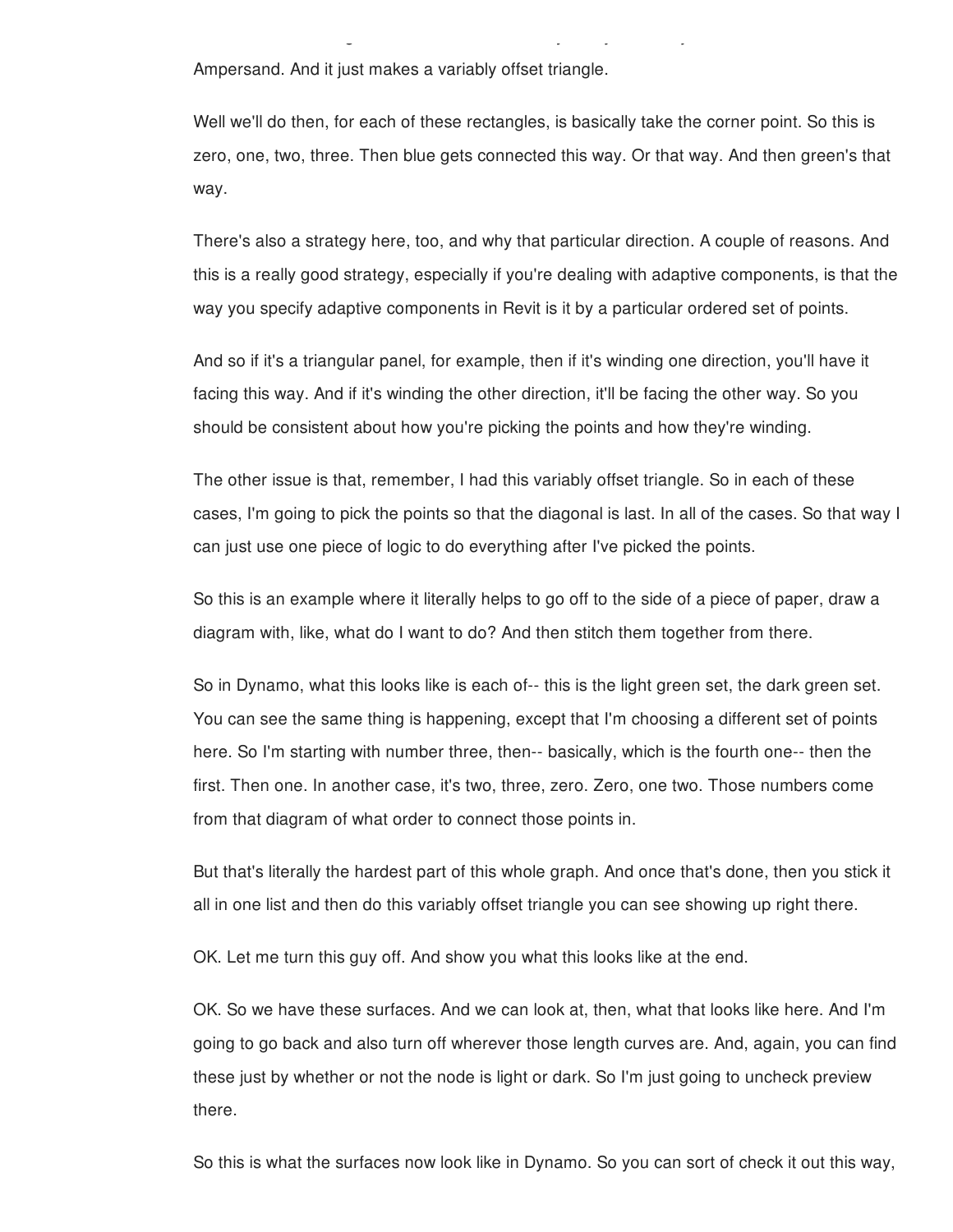Ampersand. And it just makes a variably offset triangle.

Well we'll do then, for each of these rectangles, is basically take the corner point. So this is zero, one, two, three. Then blue gets connected this way. Or that way. And then green's that way.

There's also a strategy here, too, and why that particular direction. A couple of reasons. And this is a really good strategy, especially if you're dealing with adaptive components, is that the way you specify adaptive components in Revit is it by a particular ordered set of points.

And so if it's a triangular panel, for example, then if it's winding one direction, you'll have it facing this way. And if it's winding the other direction, it'll be facing the other way. So you should be consistent about how you're picking the points and how they're winding.

The other issue is that, remember, I had this variably offset triangle. So in each of these cases, I'm going to pick the points so that the diagonal is last. In all of the cases. So that way I can just use one piece of logic to do everything after I've picked the points.

So this is an example where it literally helps to go off to the side of a piece of paper, draw a diagram with, like, what do I want to do? And then stitch them together from there.

So in Dynamo, what this looks like is each of-- this is the light green set, the dark green set. You can see the same thing is happening, except that I'm choosing a different set of points here. So I'm starting with number three, then-- basically, which is the fourth one-- then the first. Then one. In another case, it's two, three, zero. Zero, one two. Those numbers come from that diagram of what order to connect those points in.

But that's literally the hardest part of this whole graph. And once that's done, then you stick it all in one list and then do this variably offset triangle you can see showing up right there.

OK. Let me turn this guy off. And show you what this looks like at the end.

OK. So we have these surfaces. And we can look at, then, what that looks like here. And I'm going to go back and also turn off wherever those length curves are. And, again, you can find these just by whether or not the node is light or dark. So I'm just going to uncheck preview there.

So this is what the surfaces now look like in Dynamo. So you can sort of check it out this way,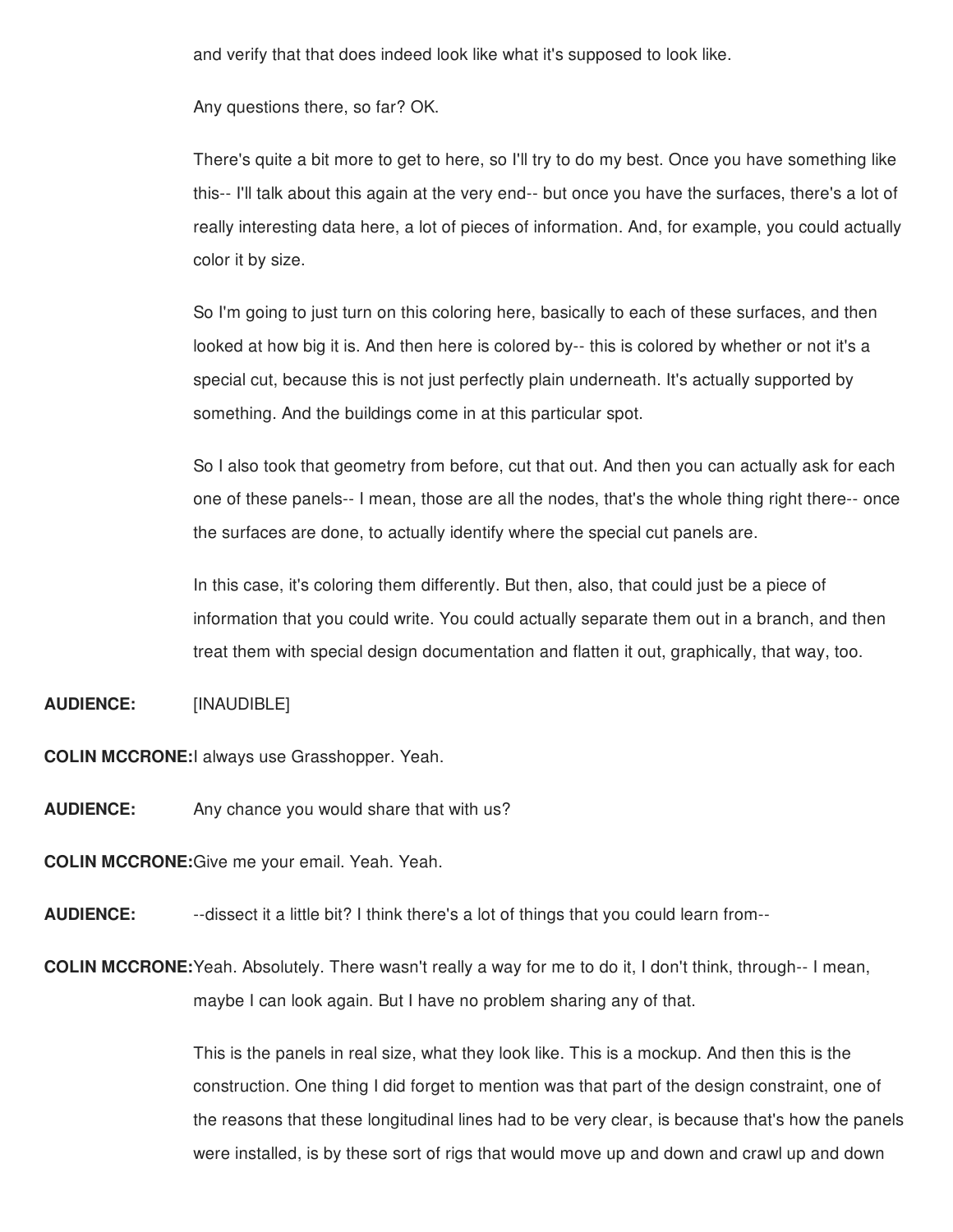and verify that that does indeed look like what it's supposed to look like.

Any questions there, so far? OK.

There's quite a bit more to get to here, so I'll try to do my best. Once you have something like this-- I'll talk about this again at the very end-- but once you have the surfaces, there's a lot of really interesting data here, a lot of pieces of information. And, for example, you could actually color it by size.

So I'm going to just turn on this coloring here, basically to each of these surfaces, and then looked at how big it is. And then here is colored by-- this is colored by whether or not it's a special cut, because this is not just perfectly plain underneath. It's actually supported by something. And the buildings come in at this particular spot.

So I also took that geometry from before, cut that out. And then you can actually ask for each one of these panels-- I mean, those are all the nodes, that's the whole thing right there-- once the surfaces are done, to actually identify where the special cut panels are.

In this case, it's coloring them differently. But then, also, that could just be a piece of information that you could write. You could actually separate them out in a branch, and then treat them with special design documentation and flatten it out, graphically, that way, too.

**AUDIENCE:** [INAUDIBLE]

**COLIN MCCRONE:** I always use Grasshopper. Yeah.

**AUDIENCE:** Any chance you would share that with us?

**COLIN MCCRONE:** Give me your email. Yeah. Yeah.

**AUDIENCE:** --dissect it a little bit? I think there's a lot of things that you could learn from--

**COLIN MCCRONE:** Yeah. Absolutely. There wasn't really a way for me to do it, I don't think, through-- I mean, maybe I can look again. But I have no problem sharing any of that.

This is the panels in real size, what they look like. This is a mockup. And then this is the construction. One thing I did forget to mention was that part of the design constraint, one of the reasons that these longitudinal lines had to be very clear, is because that's how the panels were installed, is by these sort of rigs that would move up and down and crawl up and down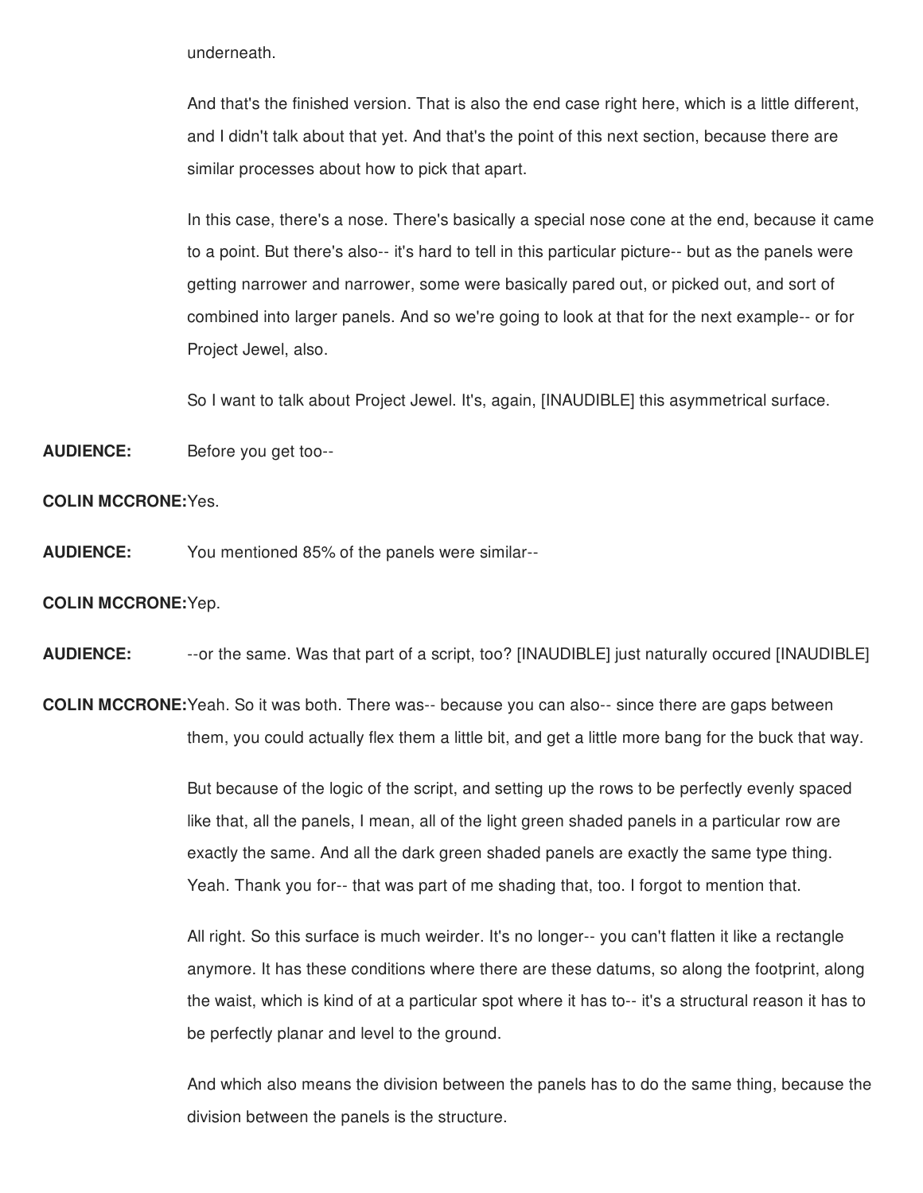underneath.

And that's the finished version. That is also the end case right here, which is a little different, and I didn't talk about that yet. And that's the point of this next section, because there are similar processes about how to pick that apart.

In this case, there's a nose. There's basically a special nose cone at the end, because it came to a point. But there's also-- it's hard to tell in this particular picture-- but as the panels were getting narrower and narrower, some were basically pared out, or picked out, and sort of combined into larger panels. And so we're going to look at that for the next example-- or for Project Jewel, also.

So I want to talk about Project Jewel. It's, again, [INAUDIBLE] this asymmetrical surface.

**AUDIENCE:** Before you get too--

**COLIN MCCRONE:** Yes.

**AUDIENCE:** You mentioned 85% of the panels were similar--

**COLIN MCCRONE:** Yep.

**AUDIENCE:** --or the same. Was that part of a script, too? [INAUDIBLE] just naturally occured [INAUDIBLE]

**COLIN MCCRONE:** Yeah. So it was both. There was-- because you can also-- since there are gaps between them, you could actually flex them a little bit, and get a little more bang for the buck that way.

But because of the logic of the script, and setting up the rows to be perfectly evenly spaced like that, all the panels, I mean, all of the light green shaded panels in a particular row are exactly the same. And all the dark green shaded panels are exactly the same type thing. Yeah. Thank you for-- that was part of me shading that, too. I forgot to mention that.

All right. So this surface is much weirder. It's no longer-- you can't flatten it like a rectangle anymore. It has these conditions where there are these datums, so along the footprint, along the waist, which is kind of at a particular spot where it has to-- it's a structural reason it has to be perfectly planar and level to the ground.

And which also means the division between the panels has to do the same thing, because the division between the panels is the structure.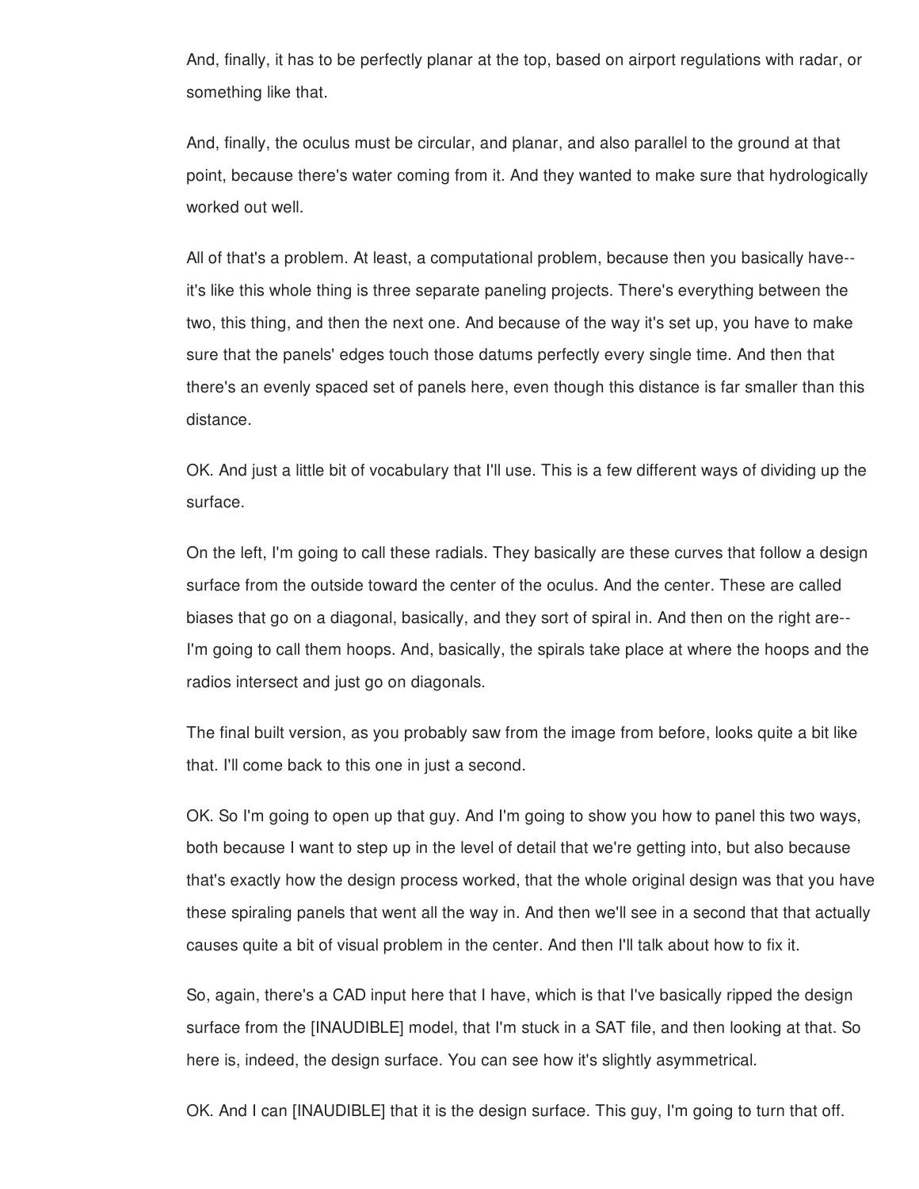And, finally, it has to be perfectly planar at the top, based on airport regulations with radar, or something like that.

And, finally, the oculus must be circular, and planar, and also parallel to the ground at that point, because there's water coming from it. And they wanted to make sure that hydrologically worked out well.

All of that's a problem. At least, a computational problem, because then you basically have-- it's like this whole thing is three separate paneling projects. There's everything between the two, this thing, and then the next one. And because of the way it's set up, you have to make sure that the panels' edges touch those datums perfectly every single time. And then that there's an evenly spaced set of panels here, even though this distance is far smaller than this distance.

OK. And just a little bit of vocabulary that I'll use. This is a few different ways of dividing up the surface.

On the left, I'm going to call these radials. They basically are these curves that follow a design surface from the outside toward the center of the oculus. And the center. These are called biases that go on a diagonal, basically, and they sort of spiral in. And then on the right are-- I'm going to call them hoops. And, basically, the spirals take place at where the hoops and the radios intersect and just go on diagonals.

The final built version, as you probably saw from the image from before, looks quite a bit like that. I'll come back to this one in just a second.

OK. So I'm going to open up that guy. And I'm going to show you how to panel this two ways, both because I want to step up in the level of detail that we're getting into, but also because that's exactly how the design process worked, that the whole original design was that you have these spiraling panels that went all the way in. And then we'll see in a second that that actually causes quite a bit of visual problem in the center. And then I'll talk about how to fix it.

So, again, there's a CAD input here that I have, which is that I've basically ripped the design surface from the [INAUDIBLE] model, that I'm stuck in a SAT file, and then looking at that. So here is, indeed, the design surface. You can see how it's slightly asymmetrical.

OK. And I can [INAUDIBLE] that it is the design surface. This guy, I'm going to turn that off.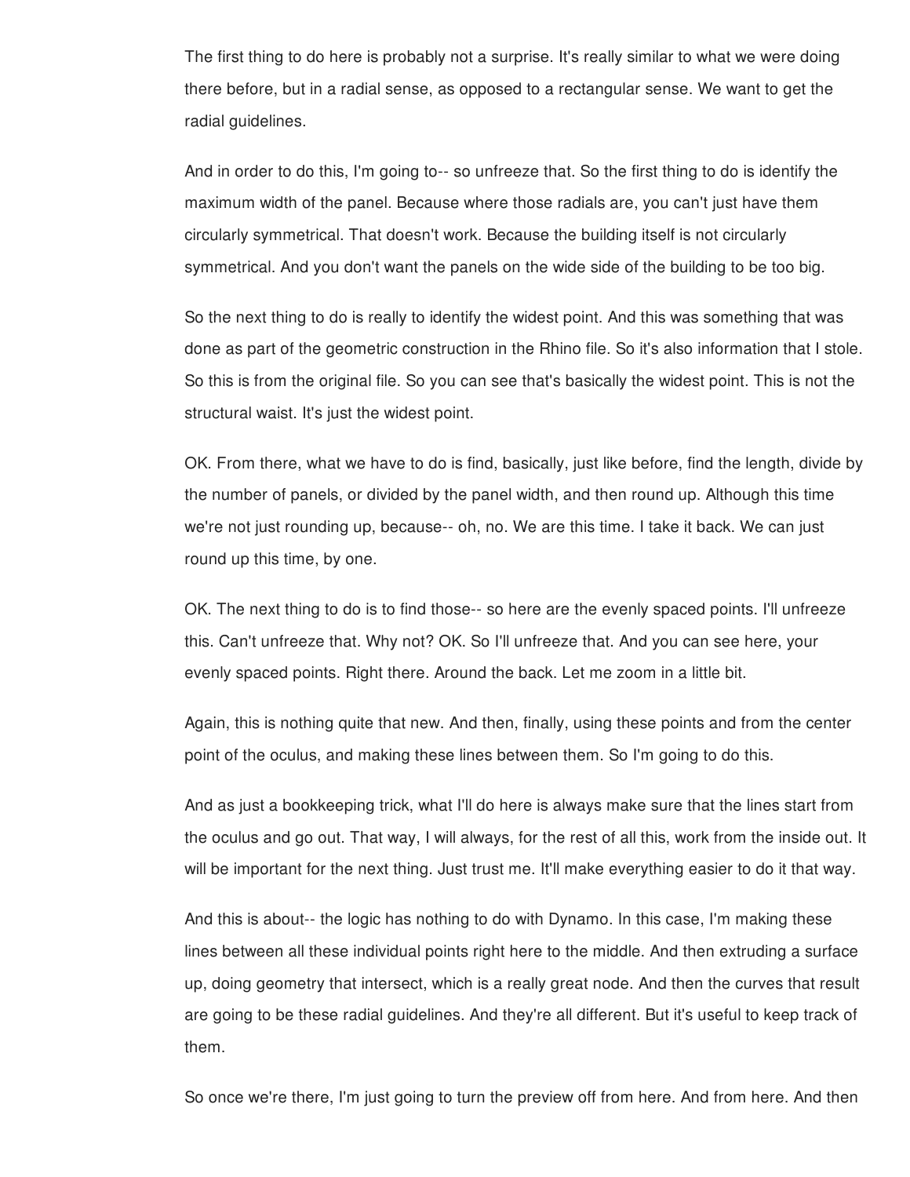The first thing to do here is probably not a surprise. It's really similar to what we were doing there before, but in a radial sense, as opposed to a rectangular sense. We want to get the radial guidelines.

And in order to do this, I'm going to-- so unfreeze that. So the first thing to do is identify the maximum width of the panel. Because where those radials are, you can't just have them circularly symmetrical. That doesn't work. Because the building itself is not circularly symmetrical. And you don't want the panels on the wide side of the building to be too big.

So the next thing to do is really to identify the widest point. And this was something that was done as part of the geometric construction in the Rhino file. So it's also information that I stole. So this is from the original file. So you can see that's basically the widest point. This is not the structural waist. It's just the widest point.

OK. From there, what we have to do is find, basically, just like before, find the length, divide by the number of panels, or divided by the panel width, and then round up. Although this time we're not just rounding up, because-- oh, no. We are this time. I take it back. We can just round up this time, by one.

OK. The next thing to do is to find those-- so here are the evenly spaced points. I'll unfreeze this. Can't unfreeze that. Why not? OK. So I'll unfreeze that. And you can see here, your evenly spaced points. Right there. Around the back. Let me zoom in a little bit.

Again, this is nothing quite that new. And then, finally, using these points and from the center point of the oculus, and making these lines between them. So I'm going to do this.

And as just a bookkeeping trick, what I'll do here is always make sure that the lines start from the oculus and go out. That way, I will always, for the rest of all this, work from the inside out. It will be important for the next thing. Just trust me. It'll make everything easier to do it that way.

And this is about-- the logic has nothing to do with Dynamo. In this case, I'm making these lines between all these individual points right here to the middle. And then extruding a surface up, doing geometry that intersect, which is a really great node. And then the curves that result are going to be these radial guidelines. And they're all different. But it's useful to keep track of them.

So once we're there, I'm just going to turn the preview off from here. And from here. And then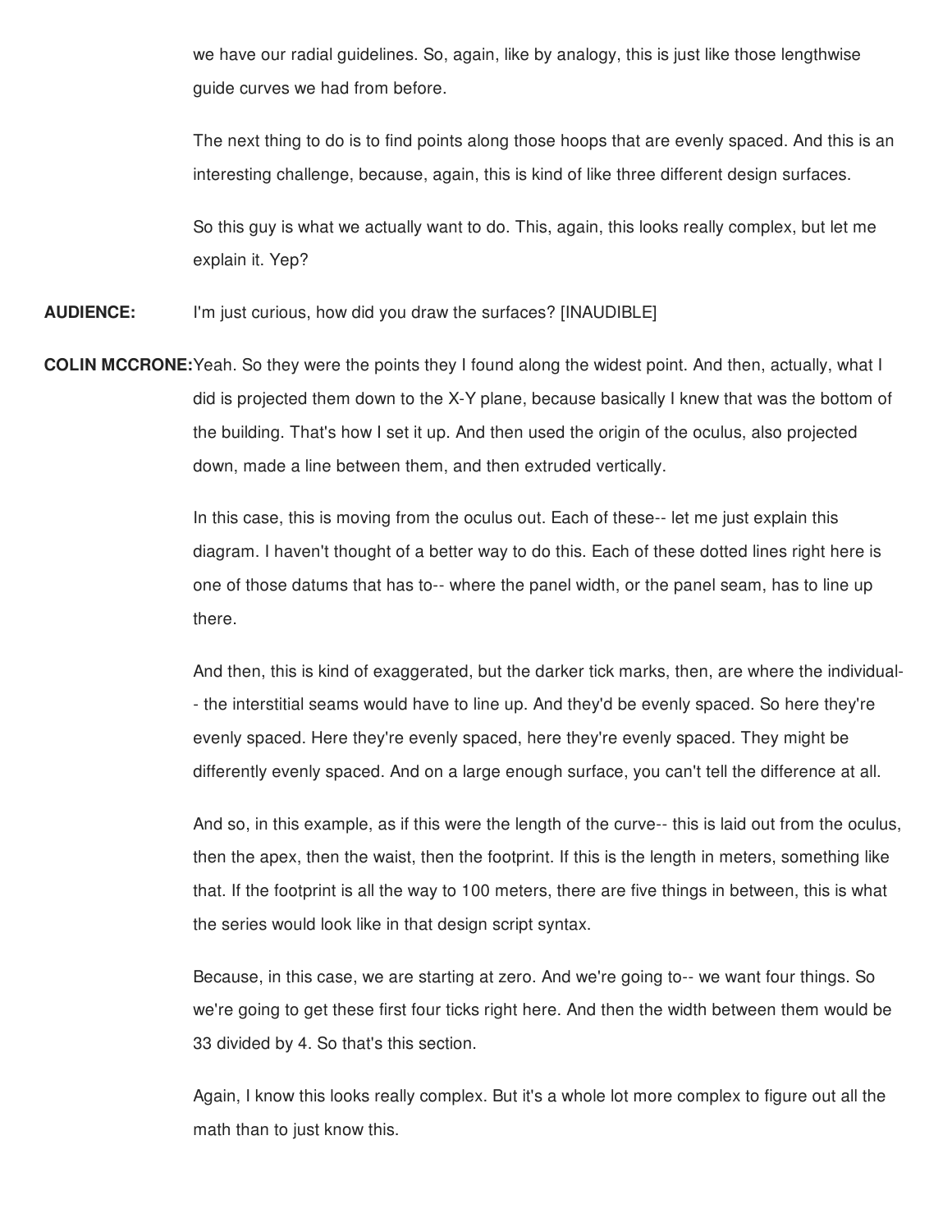we have our radial guidelines. So, again, like by analogy, this is just like those lengthwise guide curves we had from before.

The next thing to do is to find points along those hoops that are evenly spaced. And this is an interesting challenge, because, again, this is kind of like three different design surfaces.

So this guy is what we actually want to do. This, again, this looks really complex, but let me explain it. Yep?

**AUDIENCE:** I'm just curious, how did you draw the surfaces? [INAUDIBLE]

**COLIN MCCRONE:** Yeah. So they were the points they I found along the widest point. And then, actually, what I did is projected them down to the X-Y plane, because basically I knew that was the bottom of the building. That's how I set it up. And then used the origin of the oculus, also projected down, made a line between them, and then extruded vertically.

In this case, this is moving from the oculus out. Each of these-- let me just explain this diagram. I haven't thought of a better way to do this. Each of these dotted lines right here is one of those datums that has to-- where the panel width, or the panel seam, has to line up there.

And then, this is kind of exaggerated, but the darker tick marks, then, are where the individual-- the interstitial seams would have to line up. And they'd be evenly spaced. So here they're evenly spaced. Here they're evenly spaced, here they're evenly spaced. They might be differently evenly spaced. And on a large enough surface, you can't tell the difference at all.

And so, in this example, as if this were the length of the curve-- this is laid out from the oculus, then the apex, then the waist, then the footprint. If this is the length in meters, something like that. If the footprint is all the way to 100 meters, there are five things in between, this is what the series would look like in that design script syntax.

Because, in this case, we are starting at zero. And we're going to-- we want four things. So we're going to get these first four ticks right here. And then the width between them would be 33 divided by 4. So that's this section.

Again, I know this looks really complex. But it's a whole lot more complex to figure out all the math than to just know this.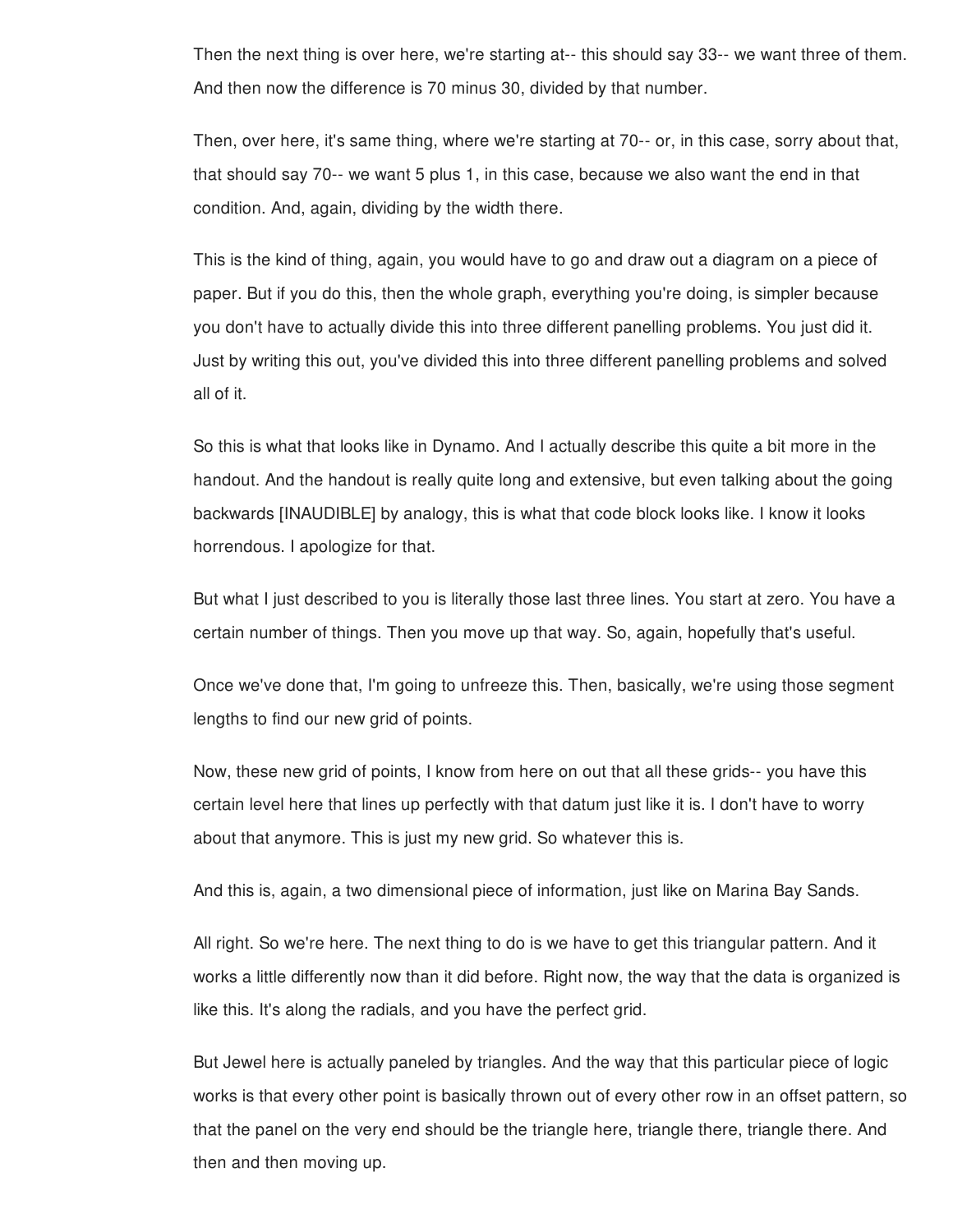Then the next thing is over here, we're starting at-- this should say 33-- we want three of them. And then now the difference is 70 minus 30, divided by that number.

Then, over here, it's same thing, where we're starting at 70-- or, in this case, sorry about that, that should say 70-- we want 5 plus 1, in this case, because we also want the end in that condition. And, again, dividing by the width there.

This is the kind of thing, again, you would have to go and draw out a diagram on a piece of paper. But if you do this, then the whole graph, everything you're doing, is simpler because you don't have to actually divide this into three different panelling problems. You just did it. Just by writing this out, you've divided this into three different panelling problems and solved all of it.

So this is what that looks like in Dynamo. And I actually describe this quite a bit more in the handout. And the handout is really quite long and extensive, but even talking about the going backwards [INAUDIBLE] by analogy, this is what that code block looks like. I know it looks horrendous. I apologize for that.

But what I just described to you is literally those last three lines. You start at zero. You have a certain number of things. Then you move up that way. So, again, hopefully that's useful.

Once we've done that, I'm going to unfreeze this. Then, basically, we're using those segment lengths to find our new grid of points.

Now, these new grid of points, I know from here on out that all these grids-- you have this certain level here that lines up perfectly with that datum just like it is. I don't have to worry about that anymore. This is just my new grid. So whatever this is.

And this is, again, a two dimensional piece of information, just like on Marina Bay Sands.

All right. So we're here. The next thing to do is we have to get this triangular pattern. And it works a little differently now than it did before. Right now, the way that the data is organized is like this. It's along the radials, and you have the perfect grid.

But Jewel here is actually paneled by triangles. And the way that this particular piece of logic works is that every other point is basically thrown out of every other row in an offset pattern, so that the panel on the very end should be the triangle here, triangle there, triangle there. And then and then moving up.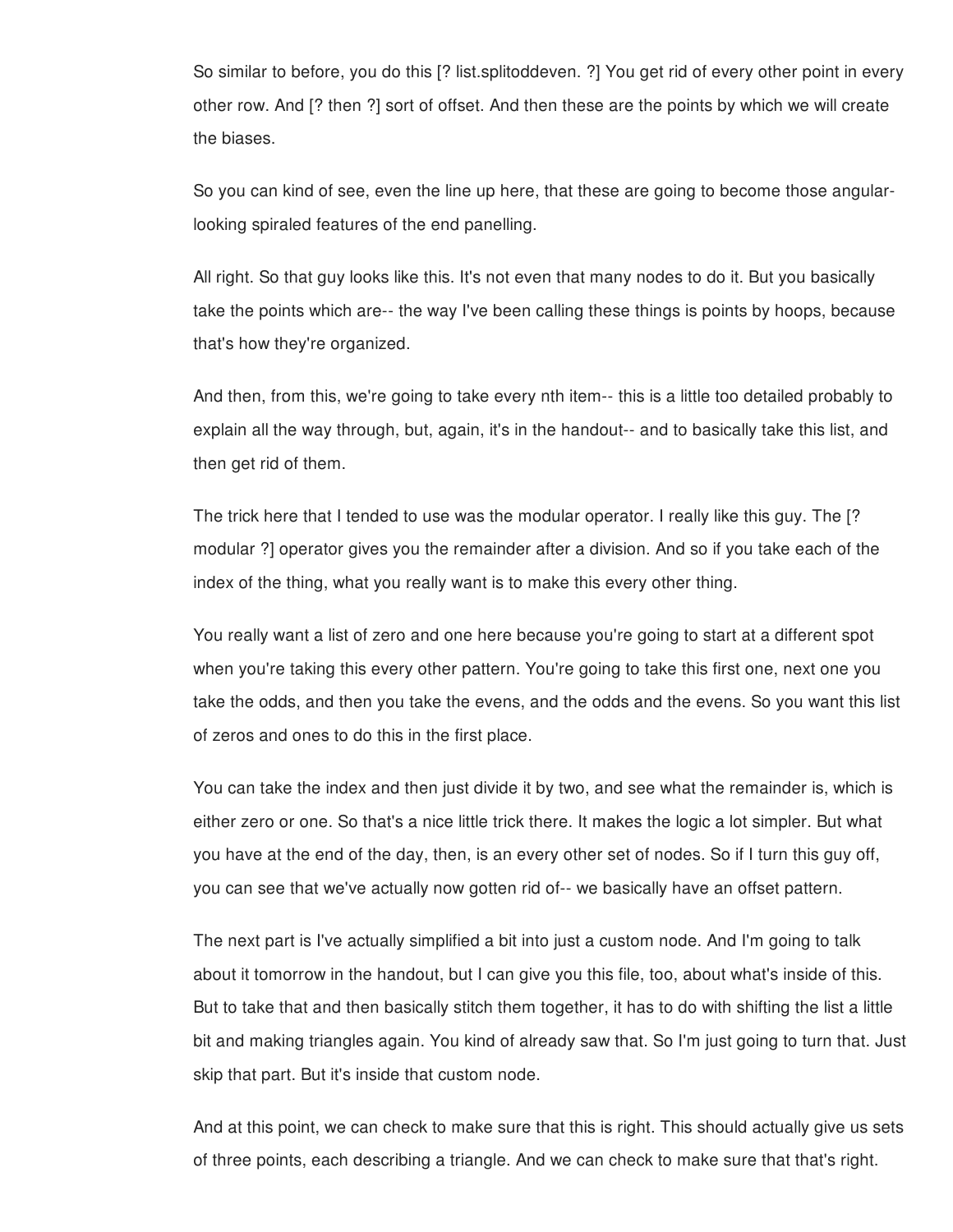So similar to before, you do this [? list.splitoddeven. ?] You get rid of every other point in every other row. And [? then ?] sort of offset. And then these are the points by which we will create the biases.

So you can kind of see, even the line up here, that these are going to become those angular-looking spiraled features of the end panelling.

All right. So that guy looks like this. It's not even that many nodes to do it. But you basically take the points which are-- the way I've been calling these things is points by hoops, because that's how they're organized.

And then, from this, we're going to take every nth item-- this is a little too detailed probably to explain all the way through, but, again, it's in the handout-- and to basically take this list, and then get rid of them.

The trick here that I tended to use was the modular operator. I really like this guy. The [? modular ?] operator gives you the remainder after a division. And so if you take each of the index of the thing, what you really want is to make this every other thing.

You really want a list of zero and one here because you're going to start at a different spot when you're taking this every other pattern. You're going to take this first one, next one you take the odds, and then you take the evens, and the odds and the evens. So you want this list of zeros and ones to do this in the first place.

You can take the index and then just divide it by two, and see what the remainder is, which is either zero or one. So that's a nice little trick there. It makes the logic a lot simpler. But what you have at the end of the day, then, is an every other set of nodes. So if I turn this guy off, you can see that we've actually now gotten rid of-- we basically have an offset pattern.

The next part is I've actually simplified a bit into just a custom node. And I'm going to talk about it tomorrow in the handout, but I can give you this file, too, about what's inside of this. But to take that and then basically stitch them together, it has to do with shifting the list a little bit and making triangles again. You kind of already saw that. So I'm just going to turn that. Just skip that part. But it's inside that custom node.

And at this point, we can check to make sure that this is right. This should actually give us sets of three points, each describing a triangle. And we can check to make sure that that's right.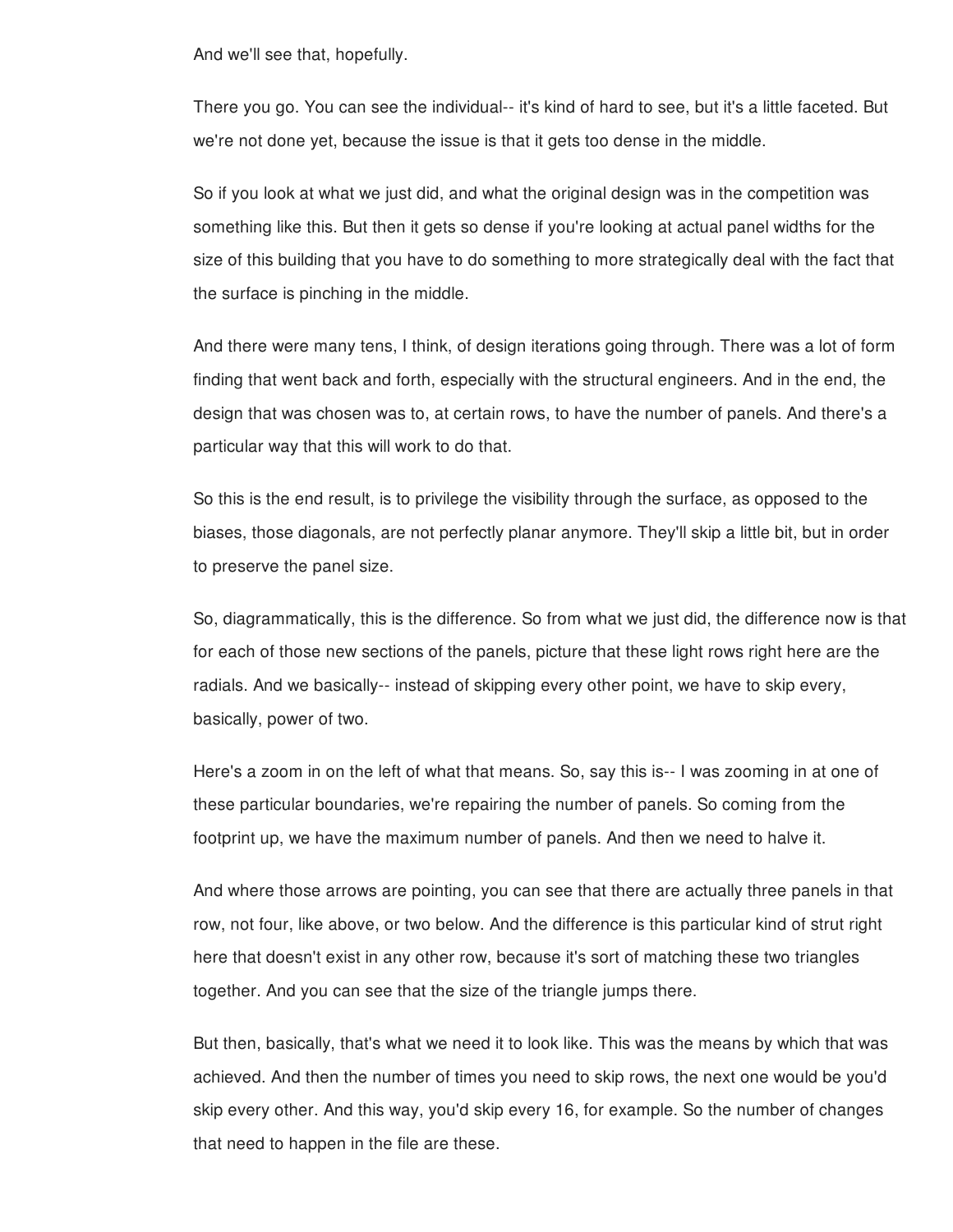And we'll see that, hopefully.

There you go. You can see the individual-- it's kind of hard to see, but it's a little faceted. But we're not done yet, because the issue is that it gets too dense in the middle.

So if you look at what we just did, and what the original design was in the competition was something like this. But then it gets so dense if you're looking at actual panel widths for the size of this building that you have to do something to more strategically deal with the fact that the surface is pinching in the middle.

And there were many tens, I think, of design iterations going through. There was a lot of form finding that went back and forth, especially with the structural engineers. And in the end, the design that was chosen was to, at certain rows, to have the number of panels. And there's a particular way that this will work to do that.

So this is the end result, is to privilege the visibility through the surface, as opposed to the biases, those diagonals, are not perfectly planar anymore. They'll skip a little bit, but in order to preserve the panel size.

So, diagrammatically, this is the difference. So from what we just did, the difference now is that for each of those new sections of the panels, picture that these light rows right here are the radials. And we basically-- instead of skipping every other point, we have to skip every, basically, power of two.

Here's a zoom in on the left of what that means. So, say this is-- I was zooming in at one of these particular boundaries, we're repairing the number of panels. So coming from the footprint up, we have the maximum number of panels. And then we need to halve it.

And where those arrows are pointing, you can see that there are actually three panels in that row, not four, like above, or two below. And the difference is this particular kind of strut right here that doesn't exist in any other row, because it's sort of matching these two triangles together. And you can see that the size of the triangle jumps there.

But then, basically, that's what we need it to look like. This was the means by which that was achieved. And then the number of times you need to skip rows, the next one would be you'd skip every other. And this way, you'd skip every 16, for example. So the number of changes that need to happen in the file are these.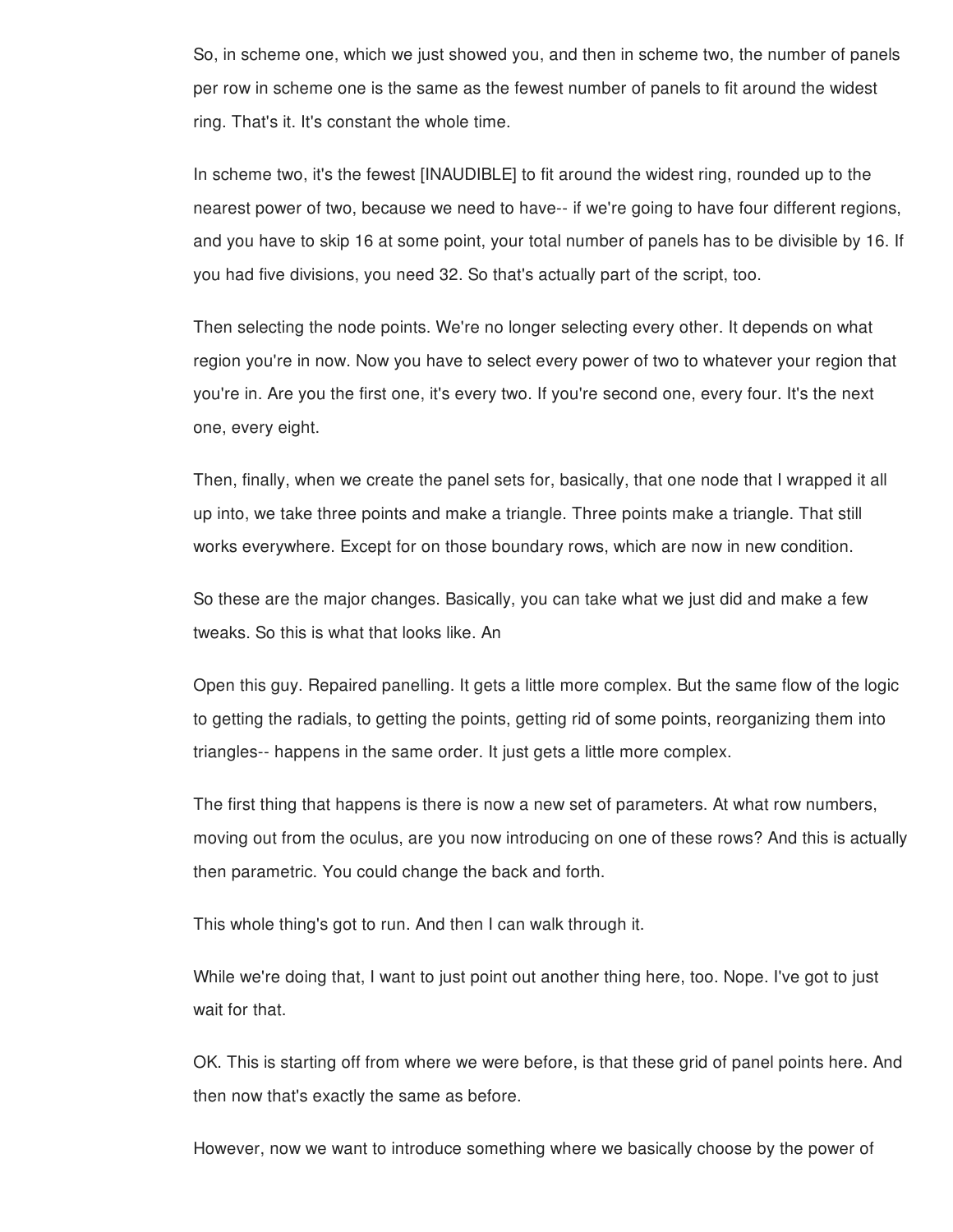So, in scheme one, which we just showed you, and then in scheme two, the number of panels per row in scheme one is the same as the fewest number of panels to fit around the widest ring. That's it. It's constant the whole time.

In scheme two, it's the fewest [INAUDIBLE] to fit around the widest ring, rounded up to the nearest power of two, because we need to have-- if we're going to have four different regions, and you have to skip 16 at some point, your total number of panels has to be divisible by 16. If you had five divisions, you need 32. So that's actually part of the script, too.

Then selecting the node points. We're no longer selecting every other. It depends on what region you're in now. Now you have to select every power of two to whatever your region that you're in. Are you the first one, it's every two. If you're second one, every four. It's the next one, every eight.

Then, finally, when we create the panel sets for, basically, that one node that I wrapped it all up into, we take three points and make a triangle. Three points make a triangle. That still works everywhere. Except for on those boundary rows, which are now in new condition.

So these are the major changes. Basically, you can take what we just did and make a few tweaks. So this is what that looks like. An

Open this guy. Repaired panelling. It gets a little more complex. But the same flow of the logic to getting the radials, to getting the points, getting rid of some points, reorganizing them into triangles-- happens in the same order. It just gets a little more complex.

The first thing that happens is there is now a new set of parameters. At what row numbers, moving out from the oculus, are you now introducing on one of these rows? And this is actually then parametric. You could change the back and forth.

This whole thing's got to run. And then I can walk through it.

While we're doing that, I want to just point out another thing here, too. Nope. I've got to just wait for that.

OK. This is starting off from where we were before, is that these grid of panel points here. And then now that's exactly the same as before.

However, now we want to introduce something where we basically choose by the power of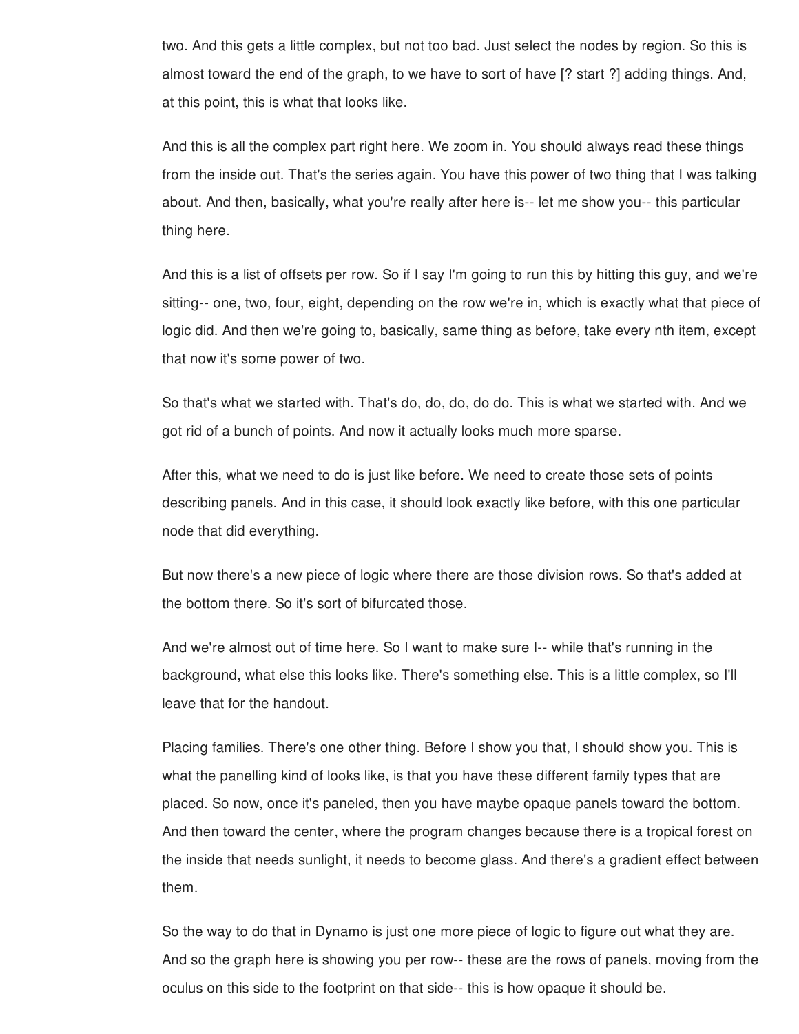two. And this gets a little complex, but not too bad. Just select the nodes by region. So this is almost toward the end of the graph, to we have to sort of have [? start ?] adding things. And, at this point, this is what that looks like.

And this is all the complex part right here. We zoom in. You should always read these things from the inside out. That's the series again. You have this power of two thing that I was talking about. And then, basically, what you're really after here is-- let me show you-- this particular thing here.

And this is a list of offsets per row. So if I say I'm going to run this by hitting this guy, and we're sitting-- one, two, four, eight, depending on the row we're in, which is exactly what that piece of logic did. And then we're going to, basically, same thing as before, take every nth item, except that now it's some power of two.

So that's what we started with. That's do, do, do, do do. This is what we started with. And we got rid of a bunch of points. And now it actually looks much more sparse.

After this, what we need to do is just like before. We need to create those sets of points describing panels. And in this case, it should look exactly like before, with this one particular node that did everything.

But now there's a new piece of logic where there are those division rows. So that's added at the bottom there. So it's sort of bifurcated those.

And we're almost out of time here. So I want to make sure I-- while that's running in the background, what else this looks like. There's something else. This is a little complex, so I'll leave that for the handout.

Placing families. There's one other thing. Before I show you that, I should show you. This is what the panelling kind of looks like, is that you have these different family types that are placed. So now, once it's paneled, then you have maybe opaque panels toward the bottom. And then toward the center, where the program changes because there is a tropical forest on the inside that needs sunlight, it needs to become glass. And there's a gradient effect between them.

So the way to do that in Dynamo is just one more piece of logic to figure out what they are. And so the graph here is showing you per row-- these are the rows of panels, moving from the oculus on this side to the footprint on that side-- this is how opaque it should be.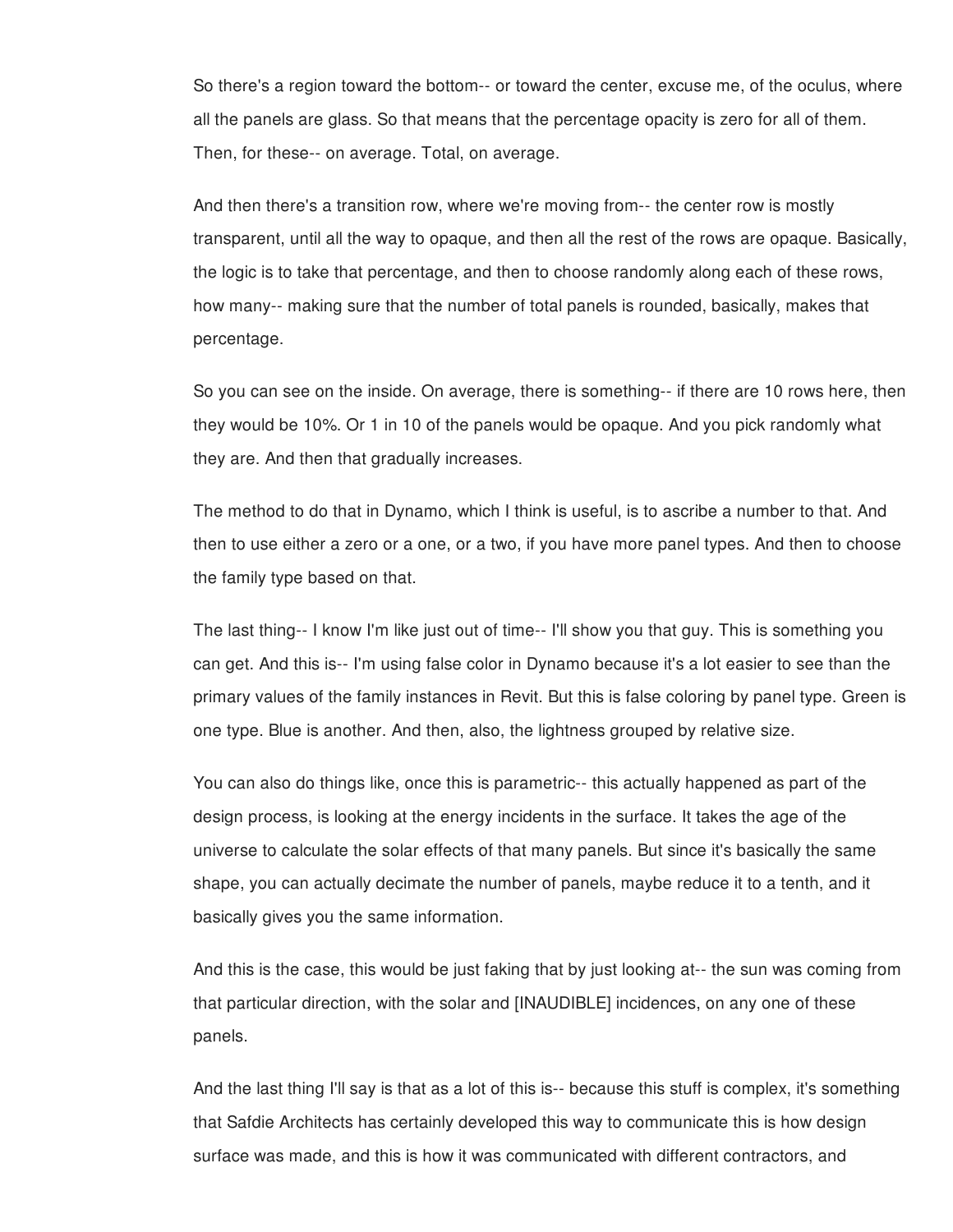So there's a region toward the bottom-- or toward the center, excuse me, of the oculus, where all the panels are glass. So that means that the percentage opacity is zero for all of them. Then, for these-- on average. Total, on average.

And then there's a transition row, where we're moving from-- the center row is mostly transparent, until all the way to opaque, and then all the rest of the rows are opaque. Basically, the logic is to take that percentage, and then to choose randomly along each of these rows, how many-- making sure that the number of total panels is rounded, basically, makes that percentage.

So you can see on the inside. On average, there is something-- if there are 10 rows here, then they would be 10%. Or 1 in 10 of the panels would be opaque. And you pick randomly what they are. And then that gradually increases.

The method to do that in Dynamo, which I think is useful, is to ascribe a number to that. And then to use either a zero or a one, or a two, if you have more panel types. And then to choose the family type based on that.

The last thing-- I know I'm like just out of time-- I'll show you that guy. This is something you can get. And this is-- I'm using false color in Dynamo because it's a lot easier to see than the primary values of the family instances in Revit. But this is false coloring by panel type. Green is one type. Blue is another. And then, also, the lightness grouped by relative size.

You can also do things like, once this is parametric-- this actually happened as part of the design process, is looking at the energy incidents in the surface. It takes the age of the universe to calculate the solar effects of that many panels. But since it's basically the same shape, you can actually decimate the number of panels, maybe reduce it to a tenth, and it basically gives you the same information.

And this is the case, this would be just faking that by just looking at-- the sun was coming from that particular direction, with the solar and [INAUDIBLE] incidences, on any one of these panels.

And the last thing I'll say is that as a lot of this is-- because this stuff is complex, it's something that Safdie Architects has certainly developed this way to communicate this is how design surface was made, and this is how it was communicated with different contractors, and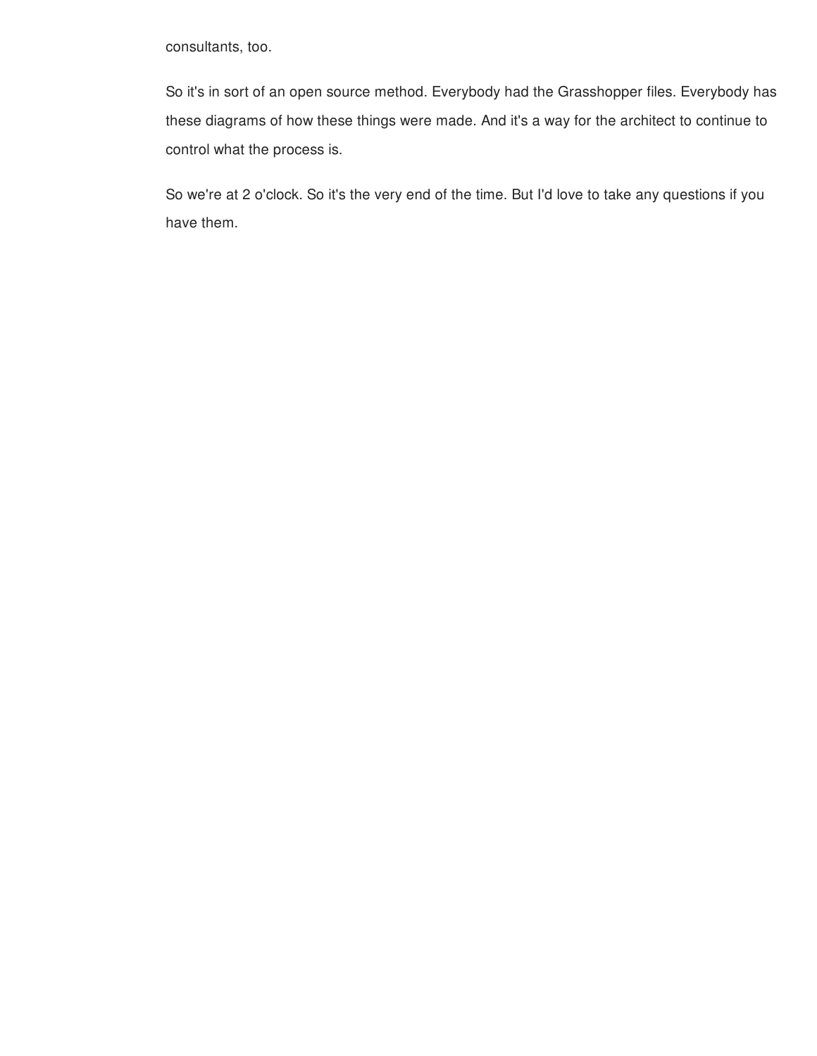consultants, too.

So it's in sort of an open source method. Everybody had the Grasshopper files. Everybody has these diagrams of how these things were made. And it's a way for the architect to continue to control what the process is.

So we're at 2 o'clock. So it's the very end of the time. But I'd love to take any questions if you have them.